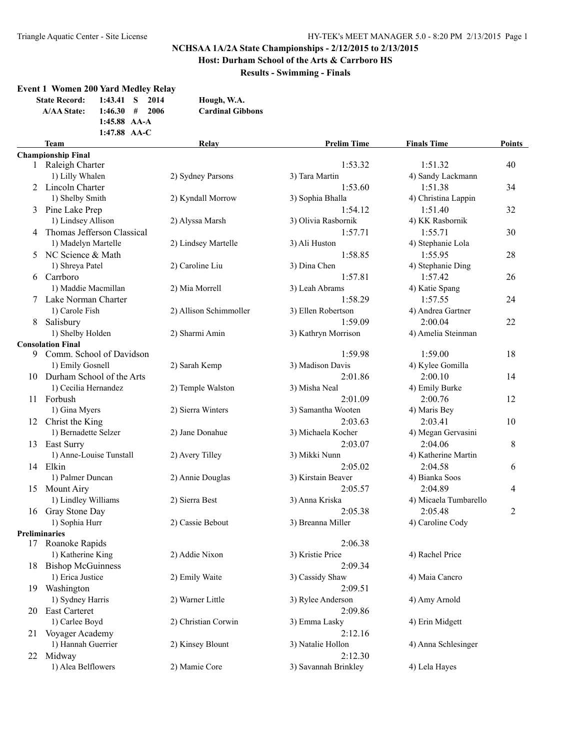NCHSAA 1A/2A State Championships - 2/12/2015 to 2/13/2015

Host: Durham School of the Arts & Carrboro HS

Results - Swimming - Finals

### Event 1 Women 200 Yard Medley Relay

| | | | | |
|---|---|---|---|---|
| State Record: | 1:43.41 | S | 2014 | Hough, W.A. |
| A/AA State: | 1:46.30 | # | 2006 | Cardinal Gibbons |
| | 1:45.88 | AA-A | | |
| | 1:47.88 | AA-C | | |

| | Team | Relay | Prelim Time | Finals Time | Points |
|---|---|---|---|---|---|
| **Championship Final** | | | | | |
| 1 | Raleigh Charter | | 1:53.32 | 1:51.32 | 40 |
| | 1) Lilly Whalen | 2) Sydney Parsons | 3) Tara Martin | 4) Sandy Lackmann | |
| 2 | Lincoln Charter | | 1:53.60 | 1:51.38 | 34 |
| | 1) Shelby Smith | 2) Kyndall Morrow | 3) Sophia Bhalla | 4) Christina Lappin | |
| 3 | Pine Lake Prep | | 1:54.12 | 1:51.40 | 32 |
| | 1) Lindsey Allison | 2) Alyssa Marsh | 3) Olivia Rasbornik | 4) KK Rasbornik | |
| 4 | Thomas Jefferson Classical | | 1:57.71 | 1:55.71 | 30 |
| | 1) Madelyn Martelle | 2) Lindsey Martelle | 3) Ali Huston | 4) Stephanie Lola | |
| 5 | NC Science & Math | | 1:58.85 | 1:55.95 | 28 |
| | 1) Shreya Patel | 2) Caroline Liu | 3) Dina Chen | 4) Stephanie Ding | |
| 6 | Carrboro | | 1:57.81 | 1:57.42 | 26 |
| | 1) Maddie Macmillan | 2) Mia Morrell | 3) Leah Abrams | 4) Katie Spang | |
| 7 | Lake Norman Charter | | 1:58.29 | 1:57.55 | 24 |
| | 1) Carole Fish | 2) Allison Schimmoller | 3) Ellen Robertson | 4) Andrea Gartner | |
| 8 | Salisbury | | 1:59.09 | 2:00.04 | 22 |
| | 1) Shelby Holden | 2) Sharmi Amin | 3) Kathryn Morrison | 4) Amelia Steinman | |
| **Consolation Final** | | | | | |
| 9 | Comm. School of Davidson | | 1:59.98 | 1:59.00 | 18 |
| | 1) Emily Gosnell | 2) Sarah Kemp | 3) Madison Davis | 4) Kylee Gomilla | |
| 10 | Durham School of the Arts | | 2:01.86 | 2:00.10 | 14 |
| | 1) Cecilia Hernandez | 2) Temple Walston | 3) Misha Neal | 4) Emily Burke | |
| 11 | Forbush | | 2:01.09 | 2:00.76 | 12 |
| | 1) Gina Myers | 2) Sierra Winters | 3) Samantha Wooten | 4) Maris Bey | |
| 12 | Christ the King | | 2:03.63 | 2:03.41 | 10 |
| | 1) Bernadette Selzer | 2) Jane Donahue | 3) Michaela Kocher | 4) Megan Gervasini | |
| 13 | East Surry | | 2:03.07 | 2:04.06 | 8 |
| | 1) Anne-Louise Tunstall | 2) Avery Tilley | 3) Mikki Nunn | 4) Katherine Martin | |
| 14 | Elkin | | 2:05.02 | 2:04.58 | 6 |
| | 1) Palmer Duncan | 2) Annie Douglas | 3) Kirstain Beaver | 4) Bianka Soos | |
| 15 | Mount Airy | | 2:05.57 | 2:04.89 | 4 |
| | 1) Lindley Williams | 2) Sierra Best | 3) Anna Kriska | 4) Micaela Tumbarello | |
| 16 | Gray Stone Day | | 2:05.38 | 2:05.48 | 2 |
| | 1) Sophia Hurr | 2) Cassie Bebout | 3) Breanna Miller | 4) Caroline Cody | |
| **Preliminaries** | | | | | |
| 17 | Roanoke Rapids | | 2:06.38 | | |
| | 1) Katherine King | 2) Addie Nixon | 3) Kristie Price | 4) Rachel Price | |
| 18 | Bishop McGuinness | | 2:09.34 | | |
| | 1) Erica Justice | 2) Emily Waite | 3) Cassidy Shaw | 4) Maia Cancro | |
| 19 | Washington | | 2:09.51 | | |
| | 1) Sydney Harris | 2) Warner Little | 3) Rylee Anderson | 4) Amy Arnold | |
| 20 | East Carteret | | 2:09.86 | | |
| | 1) Carlee Boyd | 2) Christian Corwin | 3) Emma Lasky | 4) Erin Midgett | |
| 21 | Voyager Academy | | 2:12.16 | | |
| | 1) Hannah Guerrier | 2) Kinsey Blount | 3) Natalie Hollon | 4) Anna Schlesinger | |
| 22 | Midway | | 2:12.30 | | |
| | 1) Alea Belflowers | 2) Mamie Core | 3) Savannah Brinkley | 4) Lela Hayes | |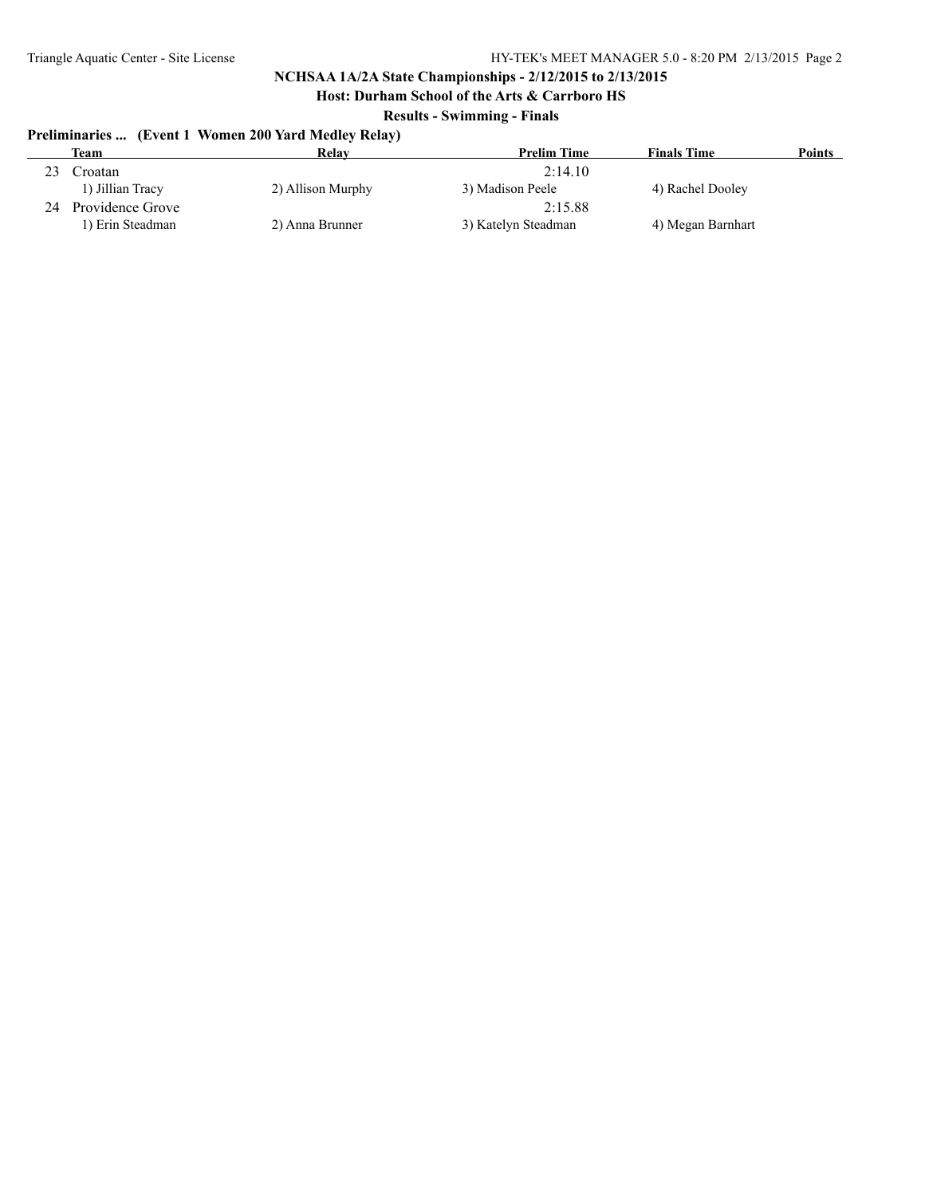**NCHSAA 1A/2A State Championships - 2/12/2015 to 2/13/2015**

**Host: Durham School of the Arts & Carrboro HS**

**Results - Swimming - Finals**

**Preliminaries ... (Event 1 Women 200 Yard Medley Relay)**

| | Team | Relay | Prelim Time | Finals Time | Points |
|---|---|---|---|---|---|
| 23 | Croatan | | 2:14.10 | | |
| | 1) Jillian Tracy | 2) Allison Murphy | 3) Madison Peele | 4) Rachel Dooley | |
| 24 | Providence Grove | | 2:15.88 | | |
| | 1) Erin Steadman | 2) Anna Brunner | 3) Katelyn Steadman | 4) Megan Barnhart | |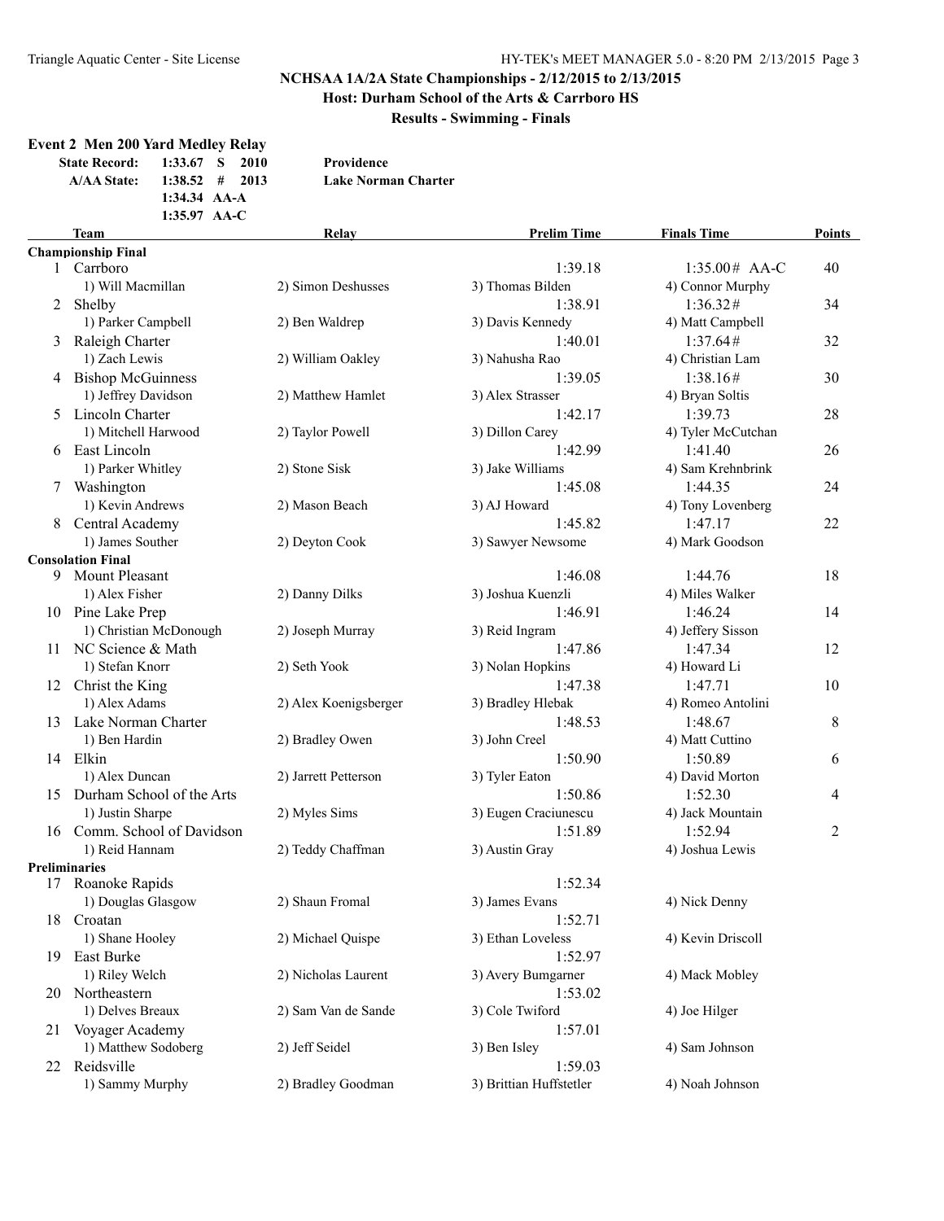**NCHSAA 1A/2A State Championships - 2/12/2015 to 2/13/2015**

**Host: Durham School of the Arts & Carrboro HS**

**Results - Swimming - Finals**

### Event 2 Men 200 Yard Medley Relay

| | | | |
|---|---|---|---|
| **State Record:** | **1:33.67 S 2010** | **Providence** | |
| **A/AA State:** | **1:38.52 # 2013** | **Lake Norman Charter** | |
| | **1:34.34 AA-A** | | |
| | **1:35.97 AA-C** | | |

| | Team | Relay | Prelim Time | Finals Time | Points |
|---|---|---|---|---|---|
| **Championship Final** | | | | | |
| 1 | Carrboro | | 1:39.18 | 1:35.00# AA-C | 40 |
| | 1) Will Macmillan | 2) Simon Deshusses | 3) Thomas Bilden | 4) Connor Murphy | |
| 2 | Shelby | | 1:38.91 | 1:36.32# | 34 |
| | 1) Parker Campbell | 2) Ben Waldrep | 3) Davis Kennedy | 4) Matt Campbell | |
| 3 | Raleigh Charter | | 1:40.01 | 1:37.64# | 32 |
| | 1) Zach Lewis | 2) William Oakley | 3) Nahusha Rao | 4) Christian Lam | |
| 4 | Bishop McGuinness | | 1:39.05 | 1:38.16# | 30 |
| | 1) Jeffrey Davidson | 2) Matthew Hamlet | 3) Alex Strasser | 4) Bryan Soltis | |
| 5 | Lincoln Charter | | 1:42.17 | 1:39.73 | 28 |
| | 1) Mitchell Harwood | 2) Taylor Powell | 3) Dillon Carey | 4) Tyler McCutchan | |
| 6 | East Lincoln | | 1:42.99 | 1:41.40 | 26 |
| | 1) Parker Whitley | 2) Stone Sisk | 3) Jake Williams | 4) Sam Krehnbrink | |
| 7 | Washington | | 1:45.08 | 1:44.35 | 24 |
| | 1) Kevin Andrews | 2) Mason Beach | 3) AJ Howard | 4) Tony Lovenberg | |
| 8 | Central Academy | | 1:45.82 | 1:47.17 | 22 |
| | 1) James Souther | 2) Deyton Cook | 3) Sawyer Newsome | 4) Mark Goodson | |
| **Consolation Final** | | | | | |
| 9 | Mount Pleasant | | 1:46.08 | 1:44.76 | 18 |
| | 1) Alex Fisher | 2) Danny Dilks | 3) Joshua Kuenzli | 4) Miles Walker | |
| 10 | Pine Lake Prep | | 1:46.91 | 1:46.24 | 14 |
| | 1) Christian McDonough | 2) Joseph Murray | 3) Reid Ingram | 4) Jeffery Sisson | |
| 11 | NC Science & Math | | 1:47.86 | 1:47.34 | 12 |
| | 1) Stefan Knorr | 2) Seth Yook | 3) Nolan Hopkins | 4) Howard Li | |
| 12 | Christ the King | | 1:47.38 | 1:47.71 | 10 |
| | 1) Alex Adams | 2) Alex Koenigsberger | 3) Bradley Hlebak | 4) Romeo Antolini | |
| 13 | Lake Norman Charter | | 1:48.53 | 1:48.67 | 8 |
| | 1) Ben Hardin | 2) Bradley Owen | 3) John Creel | 4) Matt Cuttino | |
| 14 | Elkin | | 1:50.90 | 1:50.89 | 6 |
| | 1) Alex Duncan | 2) Jarrett Petterson | 3) Tyler Eaton | 4) David Morton | |
| 15 | Durham School of the Arts | | 1:50.86 | 1:52.30 | 4 |
| | 1) Justin Sharpe | 2) Myles Sims | 3) Eugen Craciunescu | 4) Jack Mountain | |
| 16 | Comm. School of Davidson | | 1:51.89 | 1:52.94 | 2 |
| | 1) Reid Hannam | 2) Teddy Chaffman | 3) Austin Gray | 4) Joshua Lewis | |
| **Preliminaries** | | | | | |
| 17 | Roanoke Rapids | | 1:52.34 | | |
| | 1) Douglas Glasgow | 2) Shaun Fromal | 3) James Evans | 4) Nick Denny | |
| 18 | Croatan | | 1:52.71 | | |
| | 1) Shane Hooley | 2) Michael Quispe | 3) Ethan Loveless | 4) Kevin Driscoll | |
| 19 | East Burke | | 1:52.97 | | |
| | 1) Riley Welch | 2) Nicholas Laurent | 3) Avery Bumgarner | 4) Mack Mobley | |
| 20 | Northeastern | | 1:53.02 | | |
| | 1) Delves Breaux | 2) Sam Van de Sande | 3) Cole Twiford | 4) Joe Hilger | |
| 21 | Voyager Academy | | 1:57.01 | | |
| | 1) Matthew Sodoberg | 2) Jeff Seidel | 3) Ben Isley | 4) Sam Johnson | |
| 22 | Reidsville | | 1:59.03 | | |
| | 1) Sammy Murphy | 2) Bradley Goodman | 3) Brittian Huffstetler | 4) Noah Johnson | |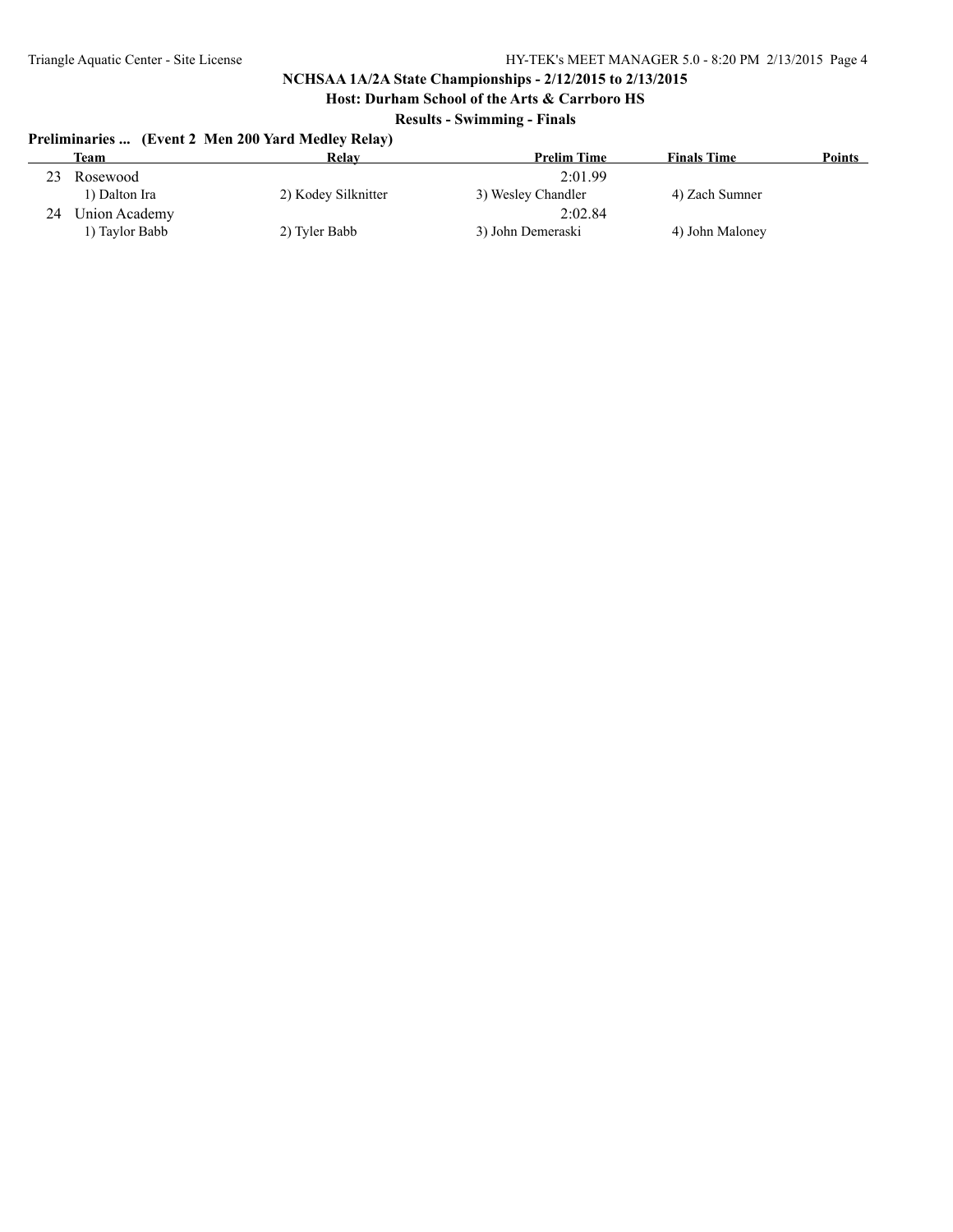**NCHSAA 1A/2A State Championships - 2/12/2015 to 2/13/2015**

**Host: Durham School of the Arts & Carrboro HS**

**Results - Swimming - Finals**

### Preliminaries ... (Event 2 Men 200 Yard Medley Relay)

| | Team | Relay | Prelim Time | Finals Time | Points |
|---|---|---|---|---|---|
| 23 | Rosewood | | 2:01.99 | | |
| | 1) Dalton Ira | 2) Kodey Silknitter | 3) Wesley Chandler | 4) Zach Sumner | |
| 24 | Union Academy | | 2:02.84 | | |
| | 1) Taylor Babb | 2) Tyler Babb | 3) John Demeraski | 4) John Maloney | |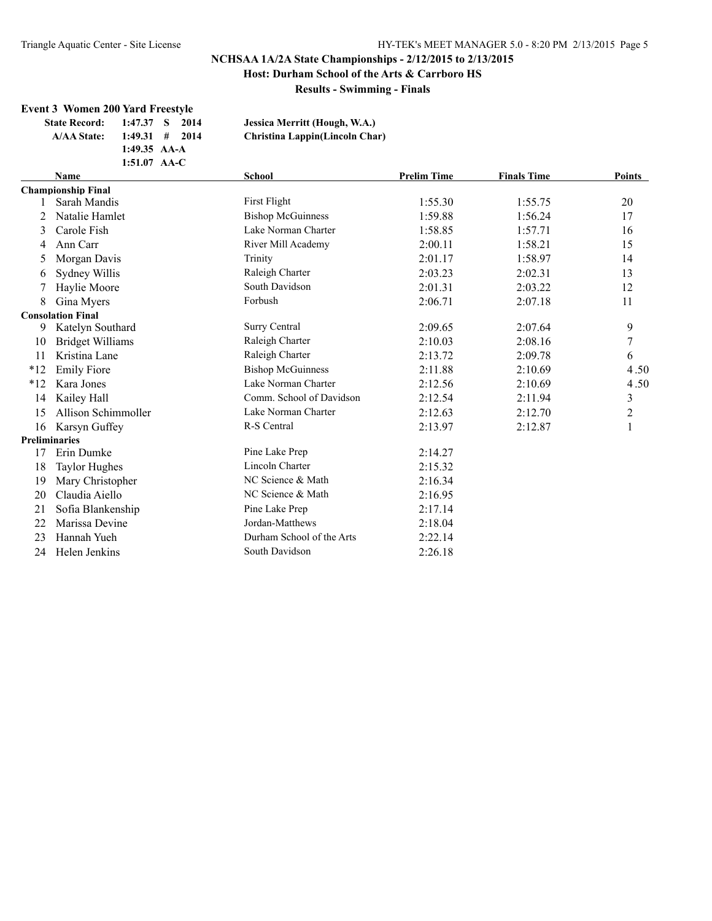NCHSAA 1A/2A State Championships - 2/12/2015 to 2/13/2015

Host: Durham School of the Arts & Carrboro HS

Results - Swimming - Finals

## Event 3 Women 200 Yard Freestyle

| | | |
|---|---|---|
| State Record: | 1:47.37 S 2014 | Jessica Merritt (Hough, W.A.) |
| A/AA State: | 1:49.31 # 2014 | Christina Lappin(Lincoln Char) |
| | 1:49.35 AA-A | |
| | 1:51.07 AA-C | |

| | Name | School | Prelim Time | Finals Time | Points |
|---|---|---|---|---|---|
| **Championship Final** | | | | | |
| 1 | Sarah Mandis | First Flight | 1:55.30 | 1:55.75 | 20 |
| 2 | Natalie Hamlet | Bishop McGuinness | 1:59.88 | 1:56.24 | 17 |
| 3 | Carole Fish | Lake Norman Charter | 1:58.85 | 1:57.71 | 16 |
| 4 | Ann Carr | River Mill Academy | 2:00.11 | 1:58.21 | 15 |
| 5 | Morgan Davis | Trinity | 2:01.17 | 1:58.97 | 14 |
| 6 | Sydney Willis | Raleigh Charter | 2:03.23 | 2:02.31 | 13 |
| 7 | Haylie Moore | South Davidson | 2:01.31 | 2:03.22 | 12 |
| 8 | Gina Myers | Forbush | 2:06.71 | 2:07.18 | 11 |
| **Consolation Final** | | | | | |
| 9 | Katelyn Southard | Surry Central | 2:09.65 | 2:07.64 | 9 |
| 10 | Bridget Williams | Raleigh Charter | 2:10.03 | 2:08.16 | 7 |
| 11 | Kristina Lane | Raleigh Charter | 2:13.72 | 2:09.78 | 6 |
| *12 | Emily Fiore | Bishop McGuinness | 2:11.88 | 2:10.69 | 4.50 |
| *12 | Kara Jones | Lake Norman Charter | 2:12.56 | 2:10.69 | 4.50 |
| 14 | Kailey Hall | Comm. School of Davidson | 2:12.54 | 2:11.94 | 3 |
| 15 | Allison Schimmoller | Lake Norman Charter | 2:12.63 | 2:12.70 | 2 |
| 16 | Karsyn Guffey | R-S Central | 2:13.97 | 2:12.87 | 1 |
| **Preliminaries** | | | | | |
| 17 | Erin Dumke | Pine Lake Prep | 2:14.27 | | |
| 18 | Taylor Hughes | Lincoln Charter | 2:15.32 | | |
| 19 | Mary Christopher | NC Science & Math | 2:16.34 | | |
| 20 | Claudia Aiello | NC Science & Math | 2:16.95 | | |
| 21 | Sofia Blankenship | Pine Lake Prep | 2:17.14 | | |
| 22 | Marissa Devine | Jordan-Matthews | 2:18.04 | | |
| 23 | Hannah Yueh | Durham School of the Arts | 2:22.14 | | |
| 24 | Helen Jenkins | South Davidson | 2:26.18 | | |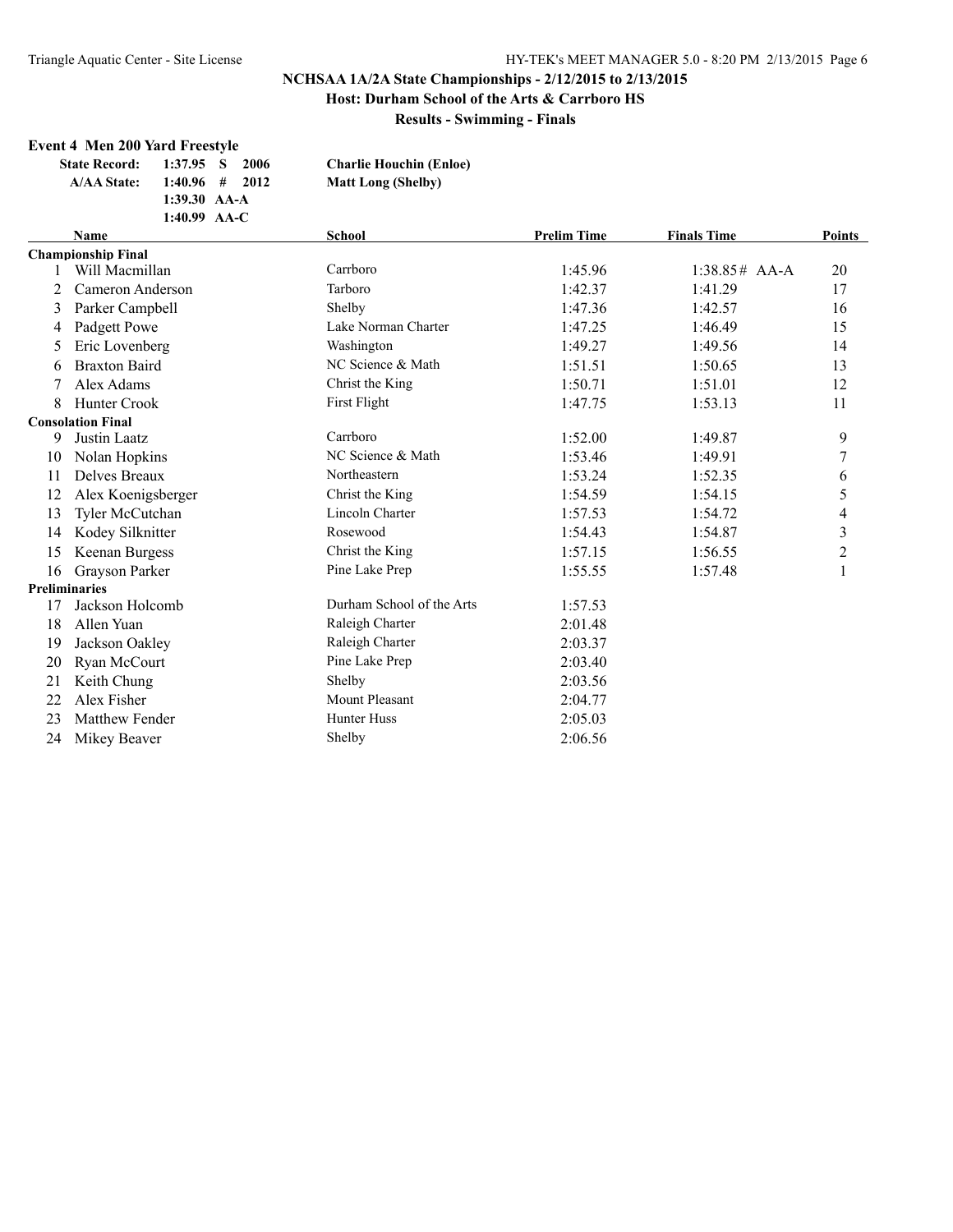**NCHSAA 1A/2A State Championships - 2/12/2015 to 2/13/2015**

**Host: Durham School of the Arts & Carrboro HS**

**Results - Swimming - Finals**

**Event 4 Men 200 Yard Freestyle**

| | | | |
|---|---|---|---|
| **State Record:** | **1:37.95 S 2006** | **Charlie Houchin (Enloe)** |
| **A/AA State:** | **1:40.96 # 2012** | **Matt Long (Shelby)** |
| | **1:39.30 AA-A** | |
| | **1:40.99 AA-C** | |

| | Name | School | Prelim Time | Finals Time | Points |
|---|---|---|---|---|---|
| **Championship Final** | | | | | |
| 1 | Will Macmillan | Carrboro | 1:45.96 | 1:38.85# AA-A | 20 |
| 2 | Cameron Anderson | Tarboro | 1:42.37 | 1:41.29 | 17 |
| 3 | Parker Campbell | Shelby | 1:47.36 | 1:42.57 | 16 |
| 4 | Padgett Powe | Lake Norman Charter | 1:47.25 | 1:46.49 | 15 |
| 5 | Eric Lovenberg | Washington | 1:49.27 | 1:49.56 | 14 |
| 6 | Braxton Baird | NC Science & Math | 1:51.51 | 1:50.65 | 13 |
| 7 | Alex Adams | Christ the King | 1:50.71 | 1:51.01 | 12 |
| 8 | Hunter Crook | First Flight | 1:47.75 | 1:53.13 | 11 |
| **Consolation Final** | | | | | |
| 9 | Justin Laatz | Carrboro | 1:52.00 | 1:49.87 | 9 |
| 10 | Nolan Hopkins | NC Science & Math | 1:53.46 | 1:49.91 | 7 |
| 11 | Delves Breaux | Northeastern | 1:53.24 | 1:52.35 | 6 |
| 12 | Alex Koenigsberger | Christ the King | 1:54.59 | 1:54.15 | 5 |
| 13 | Tyler McCutchan | Lincoln Charter | 1:57.53 | 1:54.72 | 4 |
| 14 | Kodey Silknitter | Rosewood | 1:54.43 | 1:54.87 | 3 |
| 15 | Keenan Burgess | Christ the King | 1:57.15 | 1:56.55 | 2 |
| 16 | Grayson Parker | Pine Lake Prep | 1:55.55 | 1:57.48 | 1 |
| **Preliminaries** | | | | | |
| 17 | Jackson Holcomb | Durham School of the Arts | 1:57.53 | | |
| 18 | Allen Yuan | Raleigh Charter | 2:01.48 | | |
| 19 | Jackson Oakley | Raleigh Charter | 2:03.37 | | |
| 20 | Ryan McCourt | Pine Lake Prep | 2:03.40 | | |
| 21 | Keith Chung | Shelby | 2:03.56 | | |
| 22 | Alex Fisher | Mount Pleasant | 2:04.77 | | |
| 23 | Matthew Fender | Hunter Huss | 2:05.03 | | |
| 24 | Mikey Beaver | Shelby | 2:06.56 | | |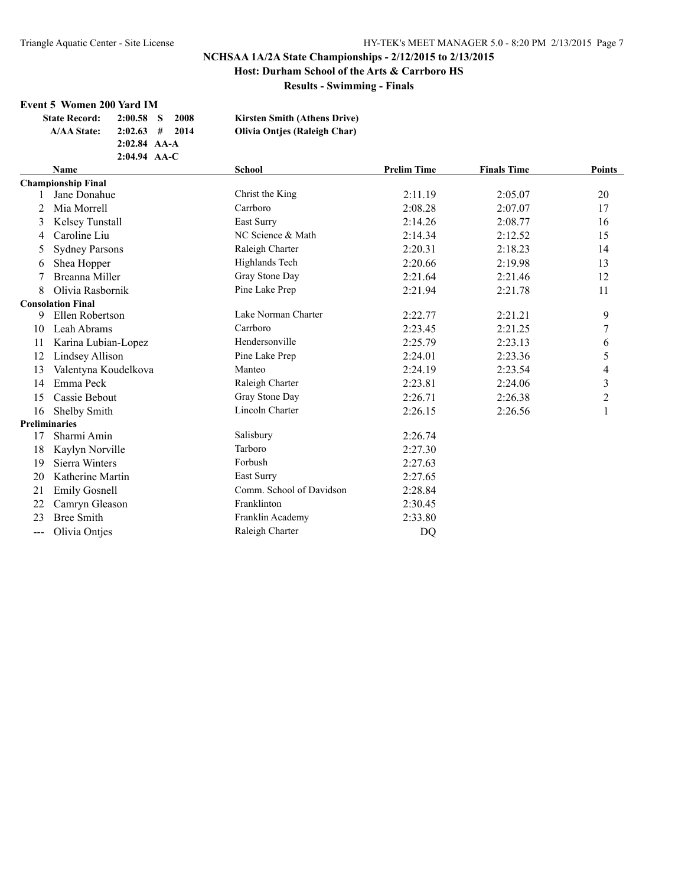**NCHSAA 1A/2A State Championships - 2/12/2015 to 2/13/2015**

**Host: Durham School of the Arts & Carrboro HS**

**Results - Swimming - Finals**

### Event 5 Women 200 Yard IM

| | | | | |
|---|---|---|---|---|
| **State Record:** | **2:00.58** | **S** | **2008** | **Kirsten Smith (Athens Drive)** |
| **A/AA State:** | **2:02.63** | **#** | **2014** | **Olivia Ontjes (Raleigh Char)** |
| | **2:02.84** | **AA-A** | | |
| | **2:04.94** | **AA-C** | | |

| | Name | School | Prelim Time | Finals Time | Points |
|---|---|---|---|---|---|
| **Championship Final** | | | | | |
| 1 | Jane Donahue | Christ the King | 2:11.19 | 2:05.07 | 20 |
| 2 | Mia Morrell | Carrboro | 2:08.28 | 2:07.07 | 17 |
| 3 | Kelsey Tunstall | East Surry | 2:14.26 | 2:08.77 | 16 |
| 4 | Caroline Liu | NC Science & Math | 2:14.34 | 2:12.52 | 15 |
| 5 | Sydney Parsons | Raleigh Charter | 2:20.31 | 2:18.23 | 14 |
| 6 | Shea Hopper | Highlands Tech | 2:20.66 | 2:19.98 | 13 |
| 7 | Breanna Miller | Gray Stone Day | 2:21.64 | 2:21.46 | 12 |
| 8 | Olivia Rasbornik | Pine Lake Prep | 2:21.94 | 2:21.78 | 11 |
| **Consolation Final** | | | | | |
| 9 | Ellen Robertson | Lake Norman Charter | 2:22.77 | 2:21.21 | 9 |
| 10 | Leah Abrams | Carrboro | 2:23.45 | 2:21.25 | 7 |
| 11 | Karina Lubian-Lopez | Hendersonville | 2:25.79 | 2:23.13 | 6 |
| 12 | Lindsey Allison | Pine Lake Prep | 2:24.01 | 2:23.36 | 5 |
| 13 | Valentyna Koudelkova | Manteo | 2:24.19 | 2:23.54 | 4 |
| 14 | Emma Peck | Raleigh Charter | 2:23.81 | 2:24.06 | 3 |
| 15 | Cassie Bebout | Gray Stone Day | 2:26.71 | 2:26.38 | 2 |
| 16 | Shelby Smith | Lincoln Charter | 2:26.15 | 2:26.56 | 1 |
| **Preliminaries** | | | | | |
| 17 | Sharmi Amin | Salisbury | 2:26.74 | | |
| 18 | Kaylyn Norville | Tarboro | 2:27.30 | | |
| 19 | Sierra Winters | Forbush | 2:27.63 | | |
| 20 | Katherine Martin | East Surry | 2:27.65 | | |
| 21 | Emily Gosnell | Comm. School of Davidson | 2:28.84 | | |
| 22 | Camryn Gleason | Franklinton | 2:30.45 | | |
| 23 | Bree Smith | Franklin Academy | 2:33.80 | | |
| --- | Olivia Ontjes | Raleigh Charter | DQ | | |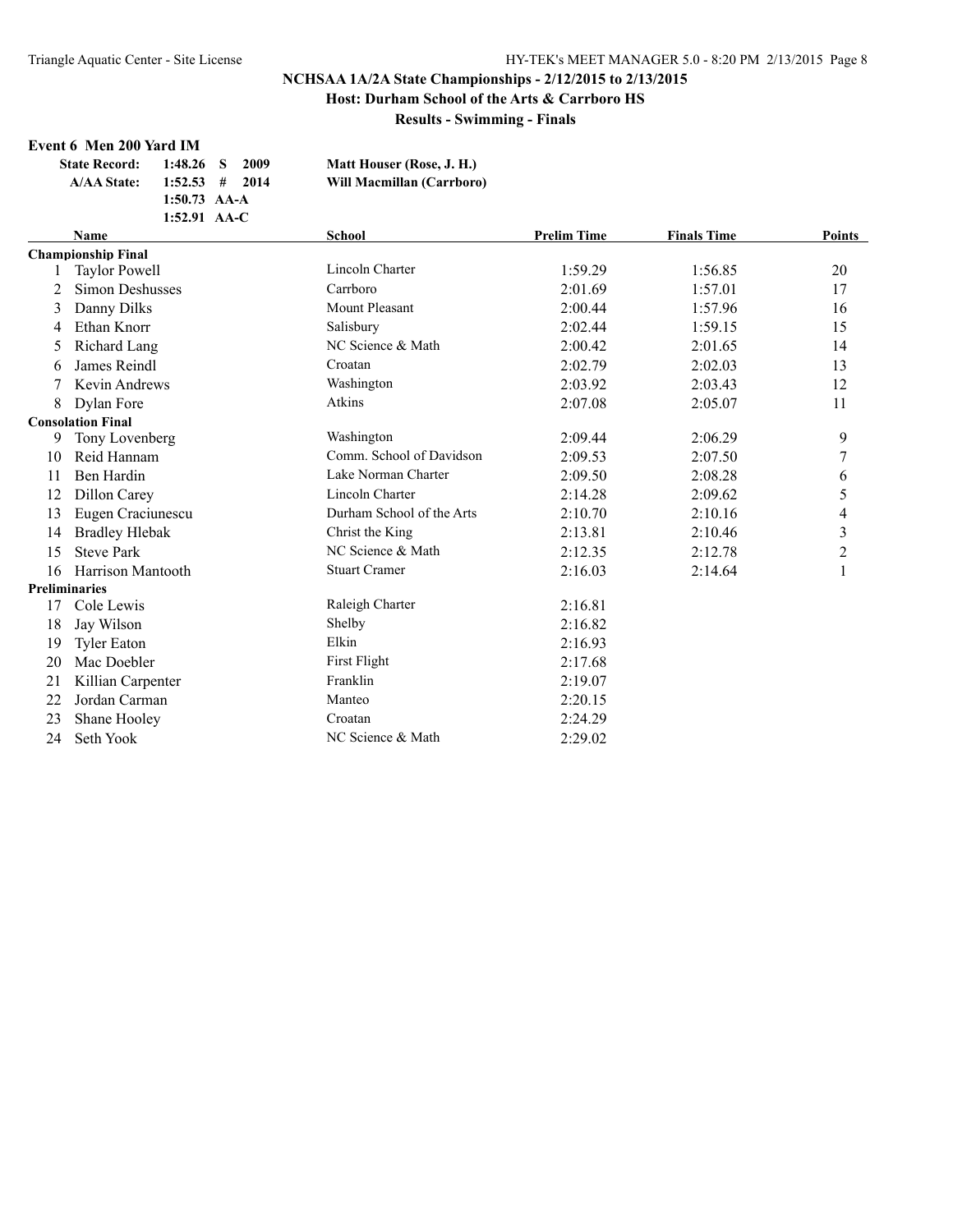NCHSAA 1A/2A State Championships - 2/12/2015 to 2/13/2015

Host: Durham School of the Arts & Carrboro HS

Results - Swimming - Finals

### Event 6 Men 200 Yard IM

| | | | |
|---|---|---|---|
| State Record: | 1:48.26 S | 2009 | Matt Houser (Rose, J. H.) |
| A/AA State: | 1:52.53 # | 2014 | Will Macmillan (Carrboro) |
| | 1:50.73 AA-A | | |
| | 1:52.91 AA-C | | |

| | Name | School | Prelim Time | Finals Time | Points |
|---|---|---|---|---|---|
| **Championship Final** | | | | | |
| 1 | Taylor Powell | Lincoln Charter | 1:59.29 | 1:56.85 | 20 |
| 2 | Simon Deshusses | Carrboro | 2:01.69 | 1:57.01 | 17 |
| 3 | Danny Dilks | Mount Pleasant | 2:00.44 | 1:57.96 | 16 |
| 4 | Ethan Knorr | Salisbury | 2:02.44 | 1:59.15 | 15 |
| 5 | Richard Lang | NC Science & Math | 2:00.42 | 2:01.65 | 14 |
| 6 | James Reindl | Croatan | 2:02.79 | 2:02.03 | 13 |
| 7 | Kevin Andrews | Washington | 2:03.92 | 2:03.43 | 12 |
| 8 | Dylan Fore | Atkins | 2:07.08 | 2:05.07 | 11 |
| **Consolation Final** | | | | | |
| 9 | Tony Lovenberg | Washington | 2:09.44 | 2:06.29 | 9 |
| 10 | Reid Hannam | Comm. School of Davidson | 2:09.53 | 2:07.50 | 7 |
| 11 | Ben Hardin | Lake Norman Charter | 2:09.50 | 2:08.28 | 6 |
| 12 | Dillon Carey | Lincoln Charter | 2:14.28 | 2:09.62 | 5 |
| 13 | Eugen Craciunescu | Durham School of the Arts | 2:10.70 | 2:10.16 | 4 |
| 14 | Bradley Hlebak | Christ the King | 2:13.81 | 2:10.46 | 3 |
| 15 | Steve Park | NC Science & Math | 2:12.35 | 2:12.78 | 2 |
| 16 | Harrison Mantooth | Stuart Cramer | 2:16.03 | 2:14.64 | 1 |
| **Preliminaries** | | | | | |
| 17 | Cole Lewis | Raleigh Charter | 2:16.81 | | |
| 18 | Jay Wilson | Shelby | 2:16.82 | | |
| 19 | Tyler Eaton | Elkin | 2:16.93 | | |
| 20 | Mac Doebler | First Flight | 2:17.68 | | |
| 21 | Killian Carpenter | Franklin | 2:19.07 | | |
| 22 | Jordan Carman | Manteo | 2:20.15 | | |
| 23 | Shane Hooley | Croatan | 2:24.29 | | |
| 24 | Seth Yook | NC Science & Math | 2:29.02 | | |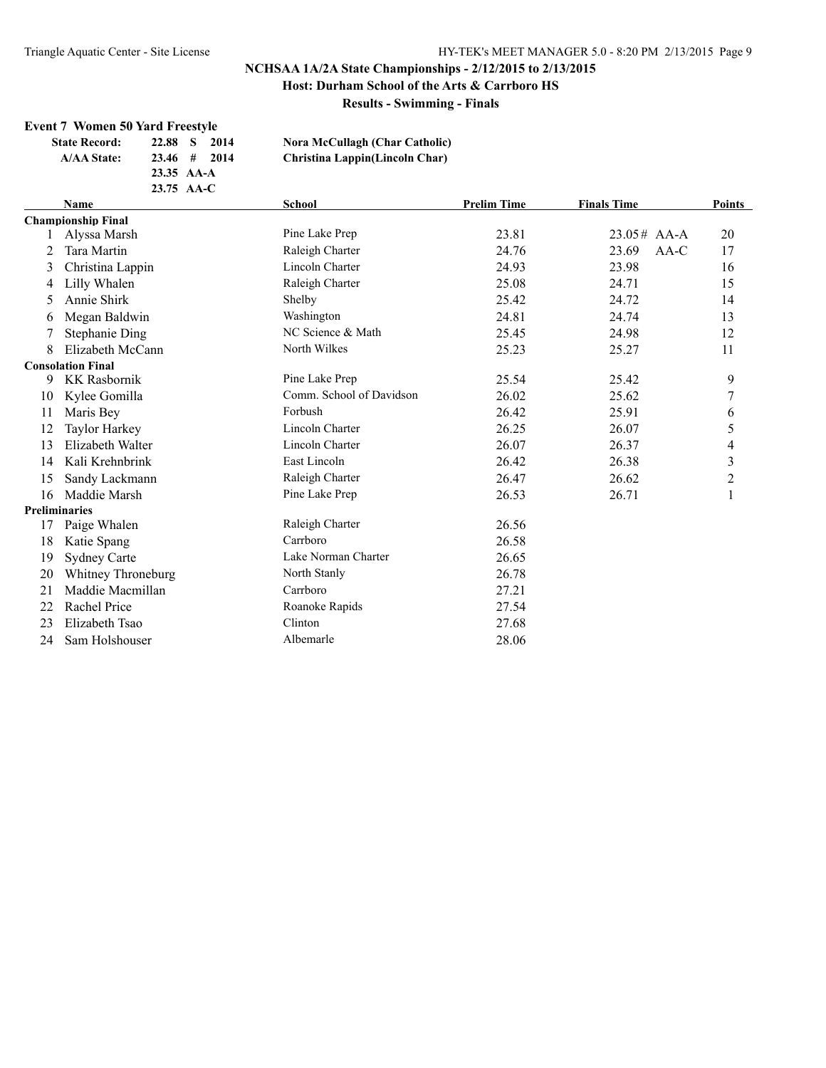**NCHSAA 1A/2A State Championships - 2/12/2015 to 2/13/2015**

**Host: Durham School of the Arts & Carrboro HS**

**Results - Swimming - Finals**

### Event 7 Women 50 Yard Freestyle

| | | |
|---|---|---|
| **State Record:** | **22.88 S 2014** | **Nora McCullagh (Char Catholic)** |
| **A/AA State:** | **23.46 # 2014** | **Christina Lappin(Lincoln Char)** |
| | **23.35 AA-A** | |
| | **23.75 AA-C** | |

| | Name | School | Prelim Time | Finals Time | Points |
|---|---|---|---|---|---|
| **Championship Final** | | | | | |
| 1 | Alyssa Marsh | Pine Lake Prep | 23.81 | 23.05# AA-A | 20 |
| 2 | Tara Martin | Raleigh Charter | 24.76 | 23.69 AA-C | 17 |
| 3 | Christina Lappin | Lincoln Charter | 24.93 | 23.98 | 16 |
| 4 | Lilly Whalen | Raleigh Charter | 25.08 | 24.71 | 15 |
| 5 | Annie Shirk | Shelby | 25.42 | 24.72 | 14 |
| 6 | Megan Baldwin | Washington | 24.81 | 24.74 | 13 |
| 7 | Stephanie Ding | NC Science & Math | 25.45 | 24.98 | 12 |
| 8 | Elizabeth McCann | North Wilkes | 25.23 | 25.27 | 11 |
| **Consolation Final** | | | | | |
| 9 | KK Rasbornik | Pine Lake Prep | 25.54 | 25.42 | 9 |
| 10 | Kylee Gomilla | Comm. School of Davidson | 26.02 | 25.62 | 7 |
| 11 | Maris Bey | Forbush | 26.42 | 25.91 | 6 |
| 12 | Taylor Harkey | Lincoln Charter | 26.25 | 26.07 | 5 |
| 13 | Elizabeth Walter | Lincoln Charter | 26.07 | 26.37 | 4 |
| 14 | Kali Krehnbrink | East Lincoln | 26.42 | 26.38 | 3 |
| 15 | Sandy Lackmann | Raleigh Charter | 26.47 | 26.62 | 2 |
| 16 | Maddie Marsh | Pine Lake Prep | 26.53 | 26.71 | 1 |
| **Preliminaries** | | | | | |
| 17 | Paige Whalen | Raleigh Charter | 26.56 | | |
| 18 | Katie Spang | Carrboro | 26.58 | | |
| 19 | Sydney Carte | Lake Norman Charter | 26.65 | | |
| 20 | Whitney Throneburg | North Stanly | 26.78 | | |
| 21 | Maddie Macmillan | Carrboro | 27.21 | | |
| 22 | Rachel Price | Roanoke Rapids | 27.54 | | |
| 23 | Elizabeth Tsao | Clinton | 27.68 | | |
| 24 | Sam Holshouser | Albemarle | 28.06 | | |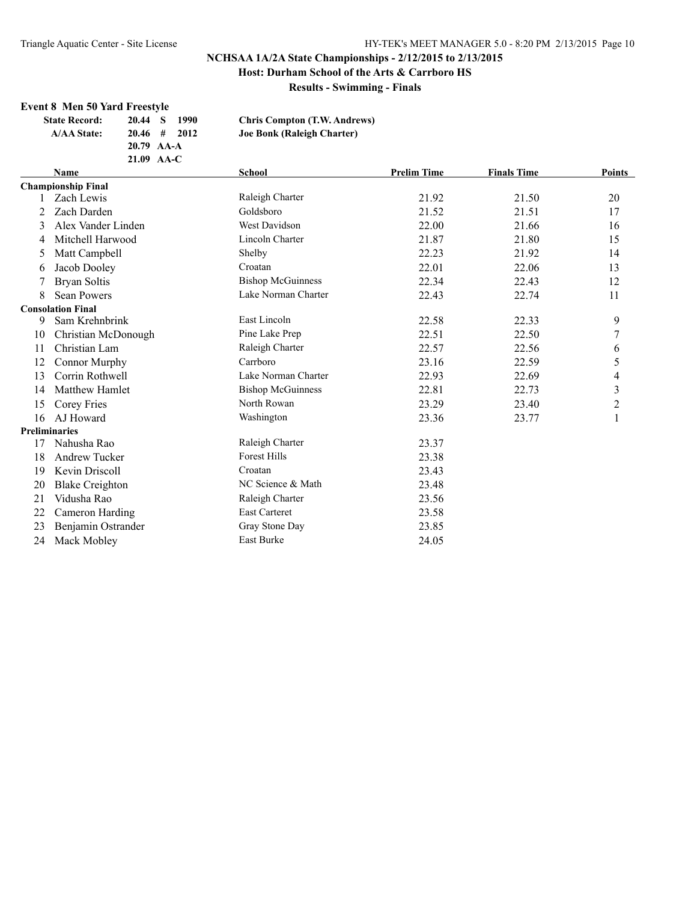**NCHSAA 1A/2A State Championships - 2/12/2015 to 2/13/2015**

**Host: Durham School of the Arts & Carrboro HS**

**Results - Swimming - Finals**

### Event 8 Men 50 Yard Freestyle

| | | | |
|---|---|---|---|
| **State Record:** | **20.44 S 1990** | **Chris Compton (T.W. Andrews)** | |
| **A/AA State:** | **20.46 # 2012** | **Joe Bonk (Raleigh Charter)** | |
| | **20.79 AA-A** | | |
| | **21.09 AA-C** | | |

| | Name | School | Prelim Time | Finals Time | Points |
|---|---|---|---|---|---|
| **Championship Final** | | | | | |
| 1 | Zach Lewis | Raleigh Charter | 21.92 | 21.50 | 20 |
| 2 | Zach Darden | Goldsboro | 21.52 | 21.51 | 17 |
| 3 | Alex Vander Linden | West Davidson | 22.00 | 21.66 | 16 |
| 4 | Mitchell Harwood | Lincoln Charter | 21.87 | 21.80 | 15 |
| 5 | Matt Campbell | Shelby | 22.23 | 21.92 | 14 |
| 6 | Jacob Dooley | Croatan | 22.01 | 22.06 | 13 |
| 7 | Bryan Soltis | Bishop McGuinness | 22.34 | 22.43 | 12 |
| 8 | Sean Powers | Lake Norman Charter | 22.43 | 22.74 | 11 |
| **Consolation Final** | | | | | |
| 9 | Sam Krehnbrink | East Lincoln | 22.58 | 22.33 | 9 |
| 10 | Christian McDonough | Pine Lake Prep | 22.51 | 22.50 | 7 |
| 11 | Christian Lam | Raleigh Charter | 22.57 | 22.56 | 6 |
| 12 | Connor Murphy | Carrboro | 23.16 | 22.59 | 5 |
| 13 | Corrin Rothwell | Lake Norman Charter | 22.93 | 22.69 | 4 |
| 14 | Matthew Hamlet | Bishop McGuinness | 22.81 | 22.73 | 3 |
| 15 | Corey Fries | North Rowan | 23.29 | 23.40 | 2 |
| 16 | AJ Howard | Washington | 23.36 | 23.77 | 1 |
| **Preliminaries** | | | | | |
| 17 | Nahusha Rao | Raleigh Charter | 23.37 | | |
| 18 | Andrew Tucker | Forest Hills | 23.38 | | |
| 19 | Kevin Driscoll | Croatan | 23.43 | | |
| 20 | Blake Creighton | NC Science & Math | 23.48 | | |
| 21 | Vidusha Rao | Raleigh Charter | 23.56 | | |
| 22 | Cameron Harding | East Carteret | 23.58 | | |
| 23 | Benjamin Ostrander | Gray Stone Day | 23.85 | | |
| 24 | Mack Mobley | East Burke | 24.05 | | |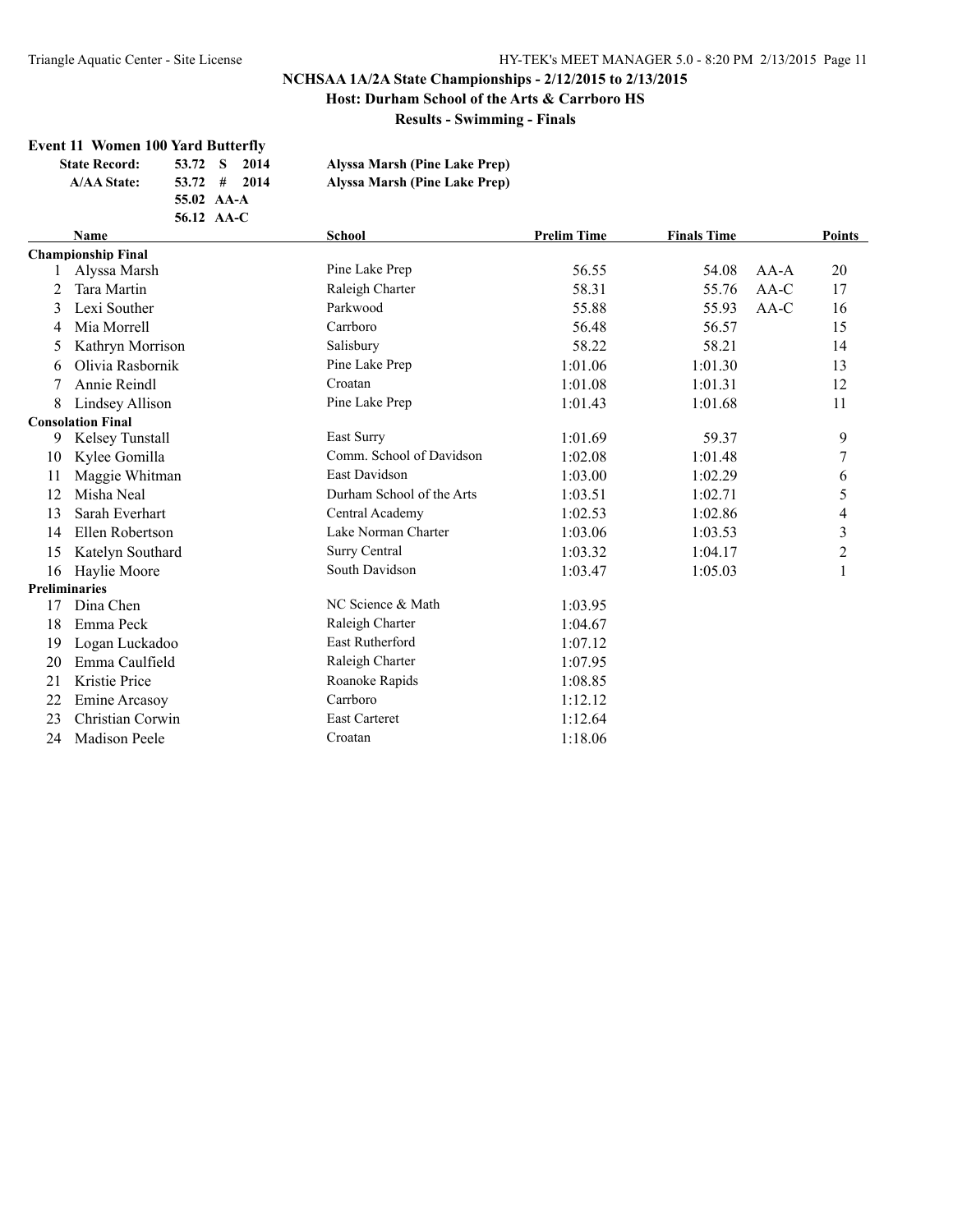## NCHSAA 1A/2A State Championships - 2/12/2015 to 2/13/2015

**Host: Durham School of the Arts & Carrboro HS**

**Results - Swimming - Finals**

### Event 11 Women 100 Yard Butterfly

| | | | |
|---|---|---|---|
| **State Record:** | 53.72 S | 2014 | **Alyssa Marsh (Pine Lake Prep)** |
| **A/AA State:** | 53.72 # | 2014 | **Alyssa Marsh (Pine Lake Prep)** |
| | 55.02 AA-A | | |
| | 56.12 AA-C | | |

| | Name | School | Prelim Time | Finals Time | | Points |
|---|---|---|---|---|---|---|
| **Championship Final** | | | | | | |
| 1 | Alyssa Marsh | Pine Lake Prep | 56.55 | 54.08 | AA-A | 20 |
| 2 | Tara Martin | Raleigh Charter | 58.31 | 55.76 | AA-C | 17 |
| 3 | Lexi Souther | Parkwood | 55.88 | 55.93 | AA-C | 16 |
| 4 | Mia Morrell | Carrboro | 56.48 | 56.57 | | 15 |
| 5 | Kathryn Morrison | Salisbury | 58.22 | 58.21 | | 14 |
| 6 | Olivia Rasbornik | Pine Lake Prep | 1:01.06 | 1:01.30 | | 13 |
| 7 | Annie Reindl | Croatan | 1:01.08 | 1:01.31 | | 12 |
| 8 | Lindsey Allison | Pine Lake Prep | 1:01.43 | 1:01.68 | | 11 |
| **Consolation Final** | | | | | | |
| 9 | Kelsey Tunstall | East Surry | 1:01.69 | 59.37 | | 9 |
| 10 | Kylee Gomilla | Comm. School of Davidson | 1:02.08 | 1:01.48 | | 7 |
| 11 | Maggie Whitman | East Davidson | 1:03.00 | 1:02.29 | | 6 |
| 12 | Misha Neal | Durham School of the Arts | 1:03.51 | 1:02.71 | | 5 |
| 13 | Sarah Everhart | Central Academy | 1:02.53 | 1:02.86 | | 4 |
| 14 | Ellen Robertson | Lake Norman Charter | 1:03.06 | 1:03.53 | | 3 |
| 15 | Katelyn Southard | Surry Central | 1:03.32 | 1:04.17 | | 2 |
| 16 | Haylie Moore | South Davidson | 1:03.47 | 1:05.03 | | 1 |
| **Preliminaries** | | | | | | |
| 17 | Dina Chen | NC Science & Math | 1:03.95 | | | |
| 18 | Emma Peck | Raleigh Charter | 1:04.67 | | | |
| 19 | Logan Luckadoo | East Rutherford | 1:07.12 | | | |
| 20 | Emma Caulfield | Raleigh Charter | 1:07.95 | | | |
| 21 | Kristie Price | Roanoke Rapids | 1:08.85 | | | |
| 22 | Emine Arcasoy | Carrboro | 1:12.12 | | | |
| 23 | Christian Corwin | East Carteret | 1:12.64 | | | |
| 24 | Madison Peele | Croatan | 1:18.06 | | | |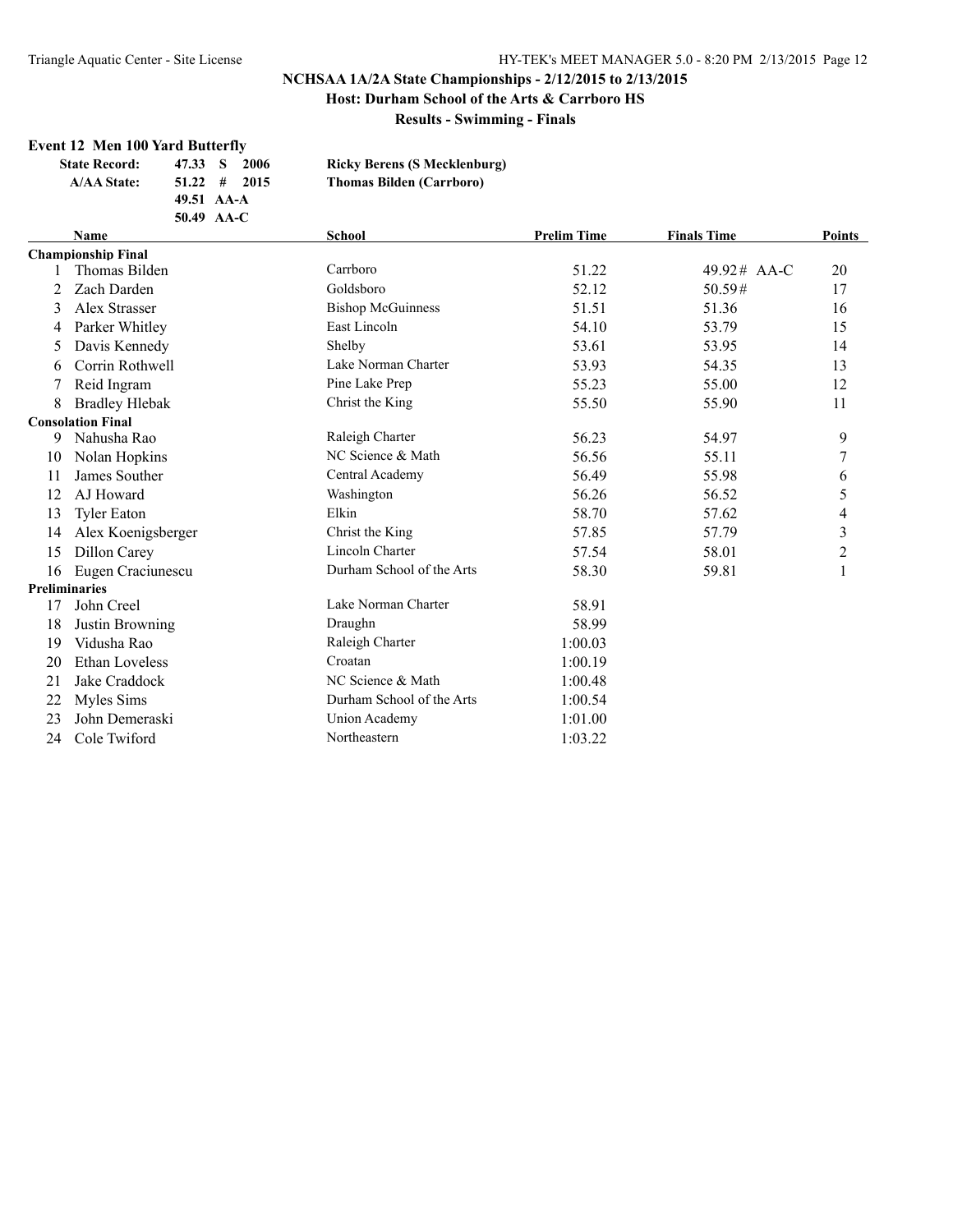**NCHSAA 1A/2A State Championships - 2/12/2015 to 2/13/2015**
**Host: Durham School of the Arts & Carrboro HS**
**Results - Swimming - Finals**

### Event 12 Men 100 Yard Butterfly

| | | | |
|---|---|---|---|
| **State Record:** | 47.33 S 2006 | **Ricky Berens (S Mecklenburg)** | |
| **A/AA State:** | 51.22 # 2015 | **Thomas Bilden (Carrboro)** | |
| | 49.51 AA-A | | |
| | 50.49 AA-C | | |

| | Name | School | Prelim Time | Finals Time | Points |
|---|---|---|---|---|---|
| **Championship Final** | | | | | |
| 1 | Thomas Bilden | Carrboro | 51.22 | 49.92# AA-C | 20 |
| 2 | Zach Darden | Goldsboro | 52.12 | 50.59# | 17 |
| 3 | Alex Strasser | Bishop McGuinness | 51.51 | 51.36 | 16 |
| 4 | Parker Whitley | East Lincoln | 54.10 | 53.79 | 15 |
| 5 | Davis Kennedy | Shelby | 53.61 | 53.95 | 14 |
| 6 | Corrin Rothwell | Lake Norman Charter | 53.93 | 54.35 | 13 |
| 7 | Reid Ingram | Pine Lake Prep | 55.23 | 55.00 | 12 |
| 8 | Bradley Hlebak | Christ the King | 55.50 | 55.90 | 11 |
| **Consolation Final** | | | | | |
| 9 | Nahusha Rao | Raleigh Charter | 56.23 | 54.97 | 9 |
| 10 | Nolan Hopkins | NC Science & Math | 56.56 | 55.11 | 7 |
| 11 | James Souther | Central Academy | 56.49 | 55.98 | 6 |
| 12 | AJ Howard | Washington | 56.26 | 56.52 | 5 |
| 13 | Tyler Eaton | Elkin | 58.70 | 57.62 | 4 |
| 14 | Alex Koenigsberger | Christ the King | 57.85 | 57.79 | 3 |
| 15 | Dillon Carey | Lincoln Charter | 57.54 | 58.01 | 2 |
| 16 | Eugen Craciunescu | Durham School of the Arts | 58.30 | 59.81 | 1 |
| **Preliminaries** | | | | | |
| 17 | John Creel | Lake Norman Charter | 58.91 | | |
| 18 | Justin Browning | Draughn | 58.99 | | |
| 19 | Vidusha Rao | Raleigh Charter | 1:00.03 | | |
| 20 | Ethan Loveless | Croatan | 1:00.19 | | |
| 21 | Jake Craddock | NC Science & Math | 1:00.48 | | |
| 22 | Myles Sims | Durham School of the Arts | 1:00.54 | | |
| 23 | John Demeraski | Union Academy | 1:01.00 | | |
| 24 | Cole Twiford | Northeastern | 1:03.22 | | |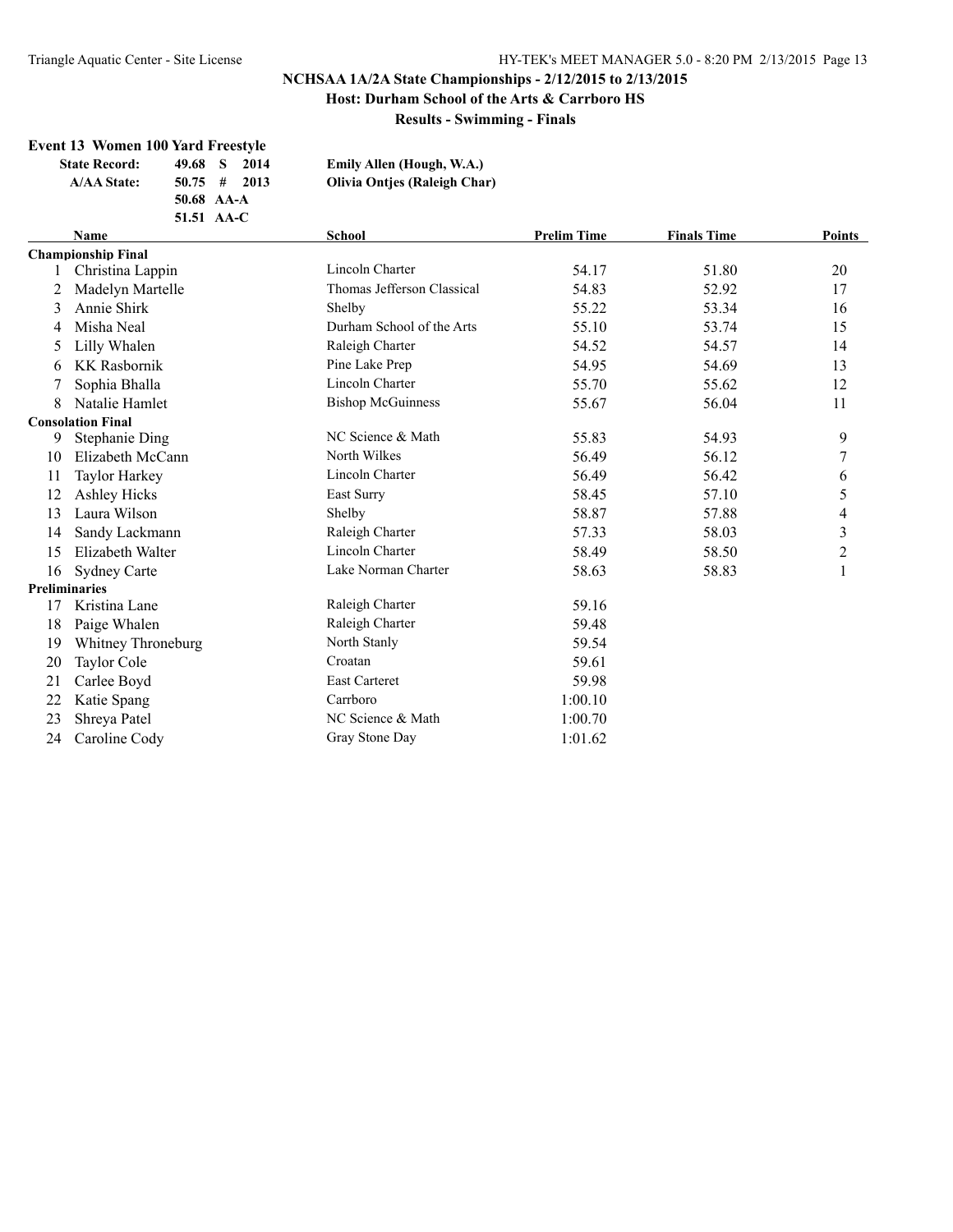**NCHSAA 1A/2A State Championships - 2/12/2015 to 2/13/2015**

**Host: Durham School of the Arts & Carrboro HS**

**Results - Swimming - Finals**

### Event 13 Women 100 Yard Freestyle

| | | | |
|---|---|---|---|
| **State Record:** | **49.68 S** | **2014** | **Emily Allen (Hough, W.A.)** |
| **A/AA State:** | **50.75 #** | **2013** | **Olivia Ontjes (Raleigh Char)** |
| | **50.68 AA-A** | | |
| | **51.51 AA-C** | | |

| | Name | School | Prelim Time | Finals Time | Points |
|---|---|---|---|---|---|
| **Championship Final** | | | | | |
| 1 | Christina Lappin | Lincoln Charter | 54.17 | 51.80 | 20 |
| 2 | Madelyn Martelle | Thomas Jefferson Classical | 54.83 | 52.92 | 17 |
| 3 | Annie Shirk | Shelby | 55.22 | 53.34 | 16 |
| 4 | Misha Neal | Durham School of the Arts | 55.10 | 53.74 | 15 |
| 5 | Lilly Whalen | Raleigh Charter | 54.52 | 54.57 | 14 |
| 6 | KK Rasbornik | Pine Lake Prep | 54.95 | 54.69 | 13 |
| 7 | Sophia Bhalla | Lincoln Charter | 55.70 | 55.62 | 12 |
| 8 | Natalie Hamlet | Bishop McGuinness | 55.67 | 56.04 | 11 |
| **Consolation Final** | | | | | |
| 9 | Stephanie Ding | NC Science & Math | 55.83 | 54.93 | 9 |
| 10 | Elizabeth McCann | North Wilkes | 56.49 | 56.12 | 7 |
| 11 | Taylor Harkey | Lincoln Charter | 56.49 | 56.42 | 6 |
| 12 | Ashley Hicks | East Surry | 58.45 | 57.10 | 5 |
| 13 | Laura Wilson | Shelby | 58.87 | 57.88 | 4 |
| 14 | Sandy Lackmann | Raleigh Charter | 57.33 | 58.03 | 3 |
| 15 | Elizabeth Walter | Lincoln Charter | 58.49 | 58.50 | 2 |
| 16 | Sydney Carte | Lake Norman Charter | 58.63 | 58.83 | 1 |
| **Preliminaries** | | | | | |
| 17 | Kristina Lane | Raleigh Charter | 59.16 | | |
| 18 | Paige Whalen | Raleigh Charter | 59.48 | | |
| 19 | Whitney Throneburg | North Stanly | 59.54 | | |
| 20 | Taylor Cole | Croatan | 59.61 | | |
| 21 | Carlee Boyd | East Carteret | 59.98 | | |
| 22 | Katie Spang | Carrboro | 1:00.10 | | |
| 23 | Shreya Patel | NC Science & Math | 1:00.70 | | |
| 24 | Caroline Cody | Gray Stone Day | 1:01.62 | | |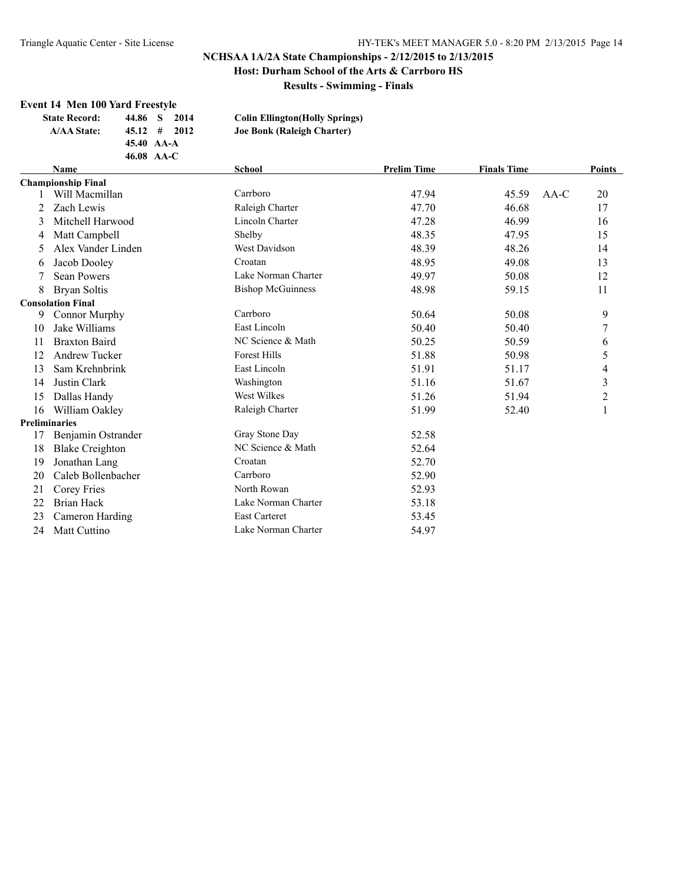**NCHSAA 1A/2A State Championships - 2/12/2015 to 2/13/2015**

**Host: Durham School of the Arts & Carrboro HS**

**Results - Swimming - Finals**

### Event 14 Men 100 Yard Freestyle

| | | | | |
|---|---|---|---|---|
| **State Record:** | 44.86 | S | 2014 | Colin Ellington(Holly Springs) |
| **A/AA State:** | 45.12 | # | 2012 | Joe Bonk (Raleigh Charter) |
| | 45.40 | AA-A | | |
| | 46.08 | AA-C | | |

| | Name | School | Prelim Time | Finals Time | | Points |
|---|---|---|---|---|---|---|
| **Championship Final** | | | | | | |
| 1 | Will Macmillan | Carrboro | 47.94 | 45.59 | AA-C | 20 |
| 2 | Zach Lewis | Raleigh Charter | 47.70 | 46.68 | | 17 |
| 3 | Mitchell Harwood | Lincoln Charter | 47.28 | 46.99 | | 16 |
| 4 | Matt Campbell | Shelby | 48.35 | 47.95 | | 15 |
| 5 | Alex Vander Linden | West Davidson | 48.39 | 48.26 | | 14 |
| 6 | Jacob Dooley | Croatan | 48.95 | 49.08 | | 13 |
| 7 | Sean Powers | Lake Norman Charter | 49.97 | 50.08 | | 12 |
| 8 | Bryan Soltis | Bishop McGuinness | 48.98 | 59.15 | | 11 |
| **Consolation Final** | | | | | | |
| 9 | Connor Murphy | Carrboro | 50.64 | 50.08 | | 9 |
| 10 | Jake Williams | East Lincoln | 50.40 | 50.40 | | 7 |
| 11 | Braxton Baird | NC Science & Math | 50.25 | 50.59 | | 6 |
| 12 | Andrew Tucker | Forest Hills | 51.88 | 50.98 | | 5 |
| 13 | Sam Krehnbrink | East Lincoln | 51.91 | 51.17 | | 4 |
| 14 | Justin Clark | Washington | 51.16 | 51.67 | | 3 |
| 15 | Dallas Handy | West Wilkes | 51.26 | 51.94 | | 2 |
| 16 | William Oakley | Raleigh Charter | 51.99 | 52.40 | | 1 |
| **Preliminaries** | | | | | | |
| 17 | Benjamin Ostrander | Gray Stone Day | 52.58 | | | |
| 18 | Blake Creighton | NC Science & Math | 52.64 | | | |
| 19 | Jonathan Lang | Croatan | 52.70 | | | |
| 20 | Caleb Bollenbacher | Carrboro | 52.90 | | | |
| 21 | Corey Fries | North Rowan | 52.93 | | | |
| 22 | Brian Hack | Lake Norman Charter | 53.18 | | | |
| 23 | Cameron Harding | East Carteret | 53.45 | | | |
| 24 | Matt Cuttino | Lake Norman Charter | 54.97 | | | |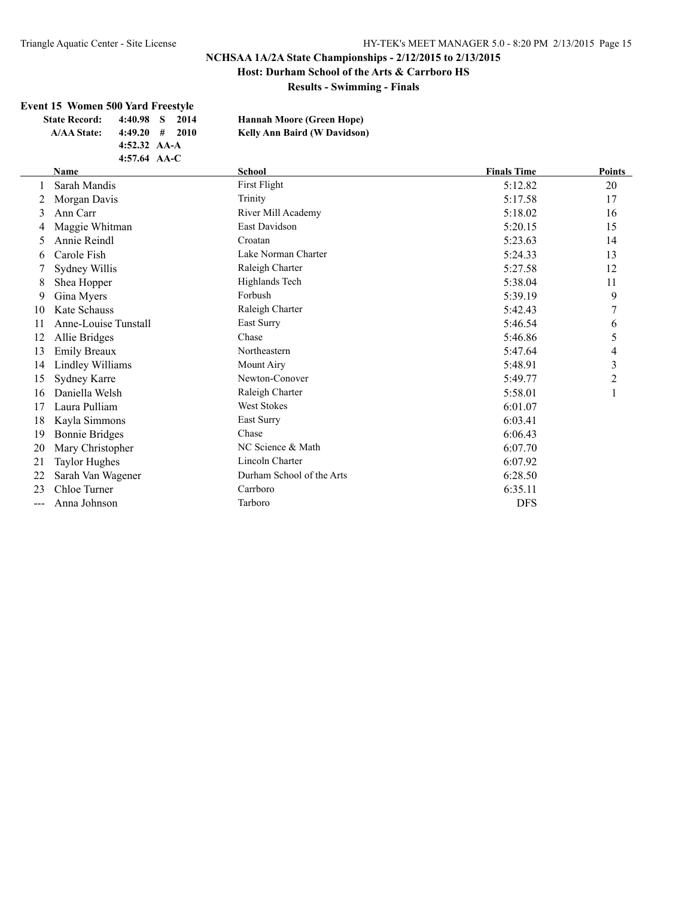# NCHSAA 1A/2A State Championships - 2/12/2015 to 2/13/2015

## Host: Durham School of the Arts & Carrboro HS

### Results - Swimming - Finals

**Event 15 Women 500 Yard Freestyle**

| | | | |
|---|---|---|---|
| **State Record:** | **4:40.98 S 2014** | **Hannah Moore (Green Hope)** | |
| **A/AA State:** | **4:49.20 # 2010** | **Kelly Ann Baird (W Davidson)** | |
| | **4:52.32 AA-A** | | |
| | **4:57.64 AA-C** | | |

| | Name | School | Finals Time | Points |
|---|---|---|---|---|
| 1 | Sarah Mandis | First Flight | 5:12.82 | 20 |
| 2 | Morgan Davis | Trinity | 5:17.58 | 17 |
| 3 | Ann Carr | River Mill Academy | 5:18.02 | 16 |
| 4 | Maggie Whitman | East Davidson | 5:20.15 | 15 |
| 5 | Annie Reindl | Croatan | 5:23.63 | 14 |
| 6 | Carole Fish | Lake Norman Charter | 5:24.33 | 13 |
| 7 | Sydney Willis | Raleigh Charter | 5:27.58 | 12 |
| 8 | Shea Hopper | Highlands Tech | 5:38.04 | 11 |
| 9 | Gina Myers | Forbush | 5:39.19 | 9 |
| 10 | Kate Schauss | Raleigh Charter | 5:42.43 | 7 |
| 11 | Anne-Louise Tunstall | East Surry | 5:46.54 | 6 |
| 12 | Allie Bridges | Chase | 5:46.86 | 5 |
| 13 | Emily Breaux | Northeastern | 5:47.64 | 4 |
| 14 | Lindley Williams | Mount Airy | 5:48.91 | 3 |
| 15 | Sydney Karre | Newton-Conover | 5:49.77 | 2 |
| 16 | Daniella Welsh | Raleigh Charter | 5:58.01 | 1 |
| 17 | Laura Pulliam | West Stokes | 6:01.07 | |
| 18 | Kayla Simmons | East Surry | 6:03.41 | |
| 19 | Bonnie Bridges | Chase | 6:06.43 | |
| 20 | Mary Christopher | NC Science & Math | 6:07.70 | |
| 21 | Taylor Hughes | Lincoln Charter | 6:07.92 | |
| 22 | Sarah Van Wagener | Durham School of the Arts | 6:28.50 | |
| 23 | Chloe Turner | Carrboro | 6:35.11 | |
| --- | Anna Johnson | Tarboro | DFS | |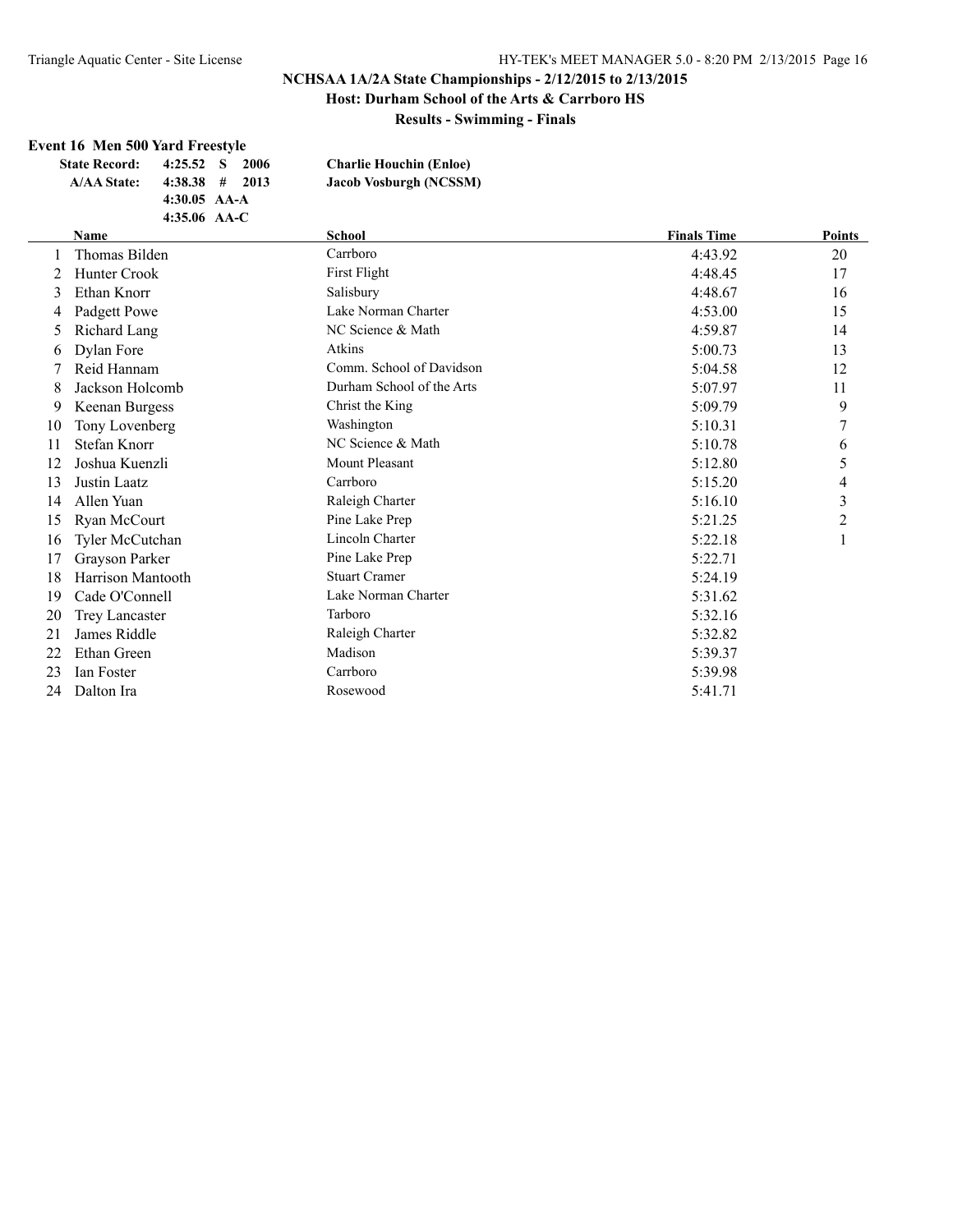**NCHSAA 1A/2A State Championships - 2/12/2015 to 2/13/2015**

**Host: Durham School of the Arts & Carrboro HS**

**Results - Swimming - Finals**

### Event 16 Men 500 Yard Freestyle

| | | | |
|---|---|---|---|
| **State Record:** | **4:25.52 S 2006** | **Charlie Houchin (Enloe)** | |
| **A/AA State:** | **4:38.38 # 2013** | **Jacob Vosburgh (NCSSM)** | |
| | **4:30.05 AA-A** | | |
| | **4:35.06 AA-C** | | |

| | Name | School | Finals Time | Points |
|---|---|---|---|---|
| 1 | Thomas Bilden | Carrboro | 4:43.92 | 20 |
| 2 | Hunter Crook | First Flight | 4:48.45 | 17 |
| 3 | Ethan Knorr | Salisbury | 4:48.67 | 16 |
| 4 | Padgett Powe | Lake Norman Charter | 4:53.00 | 15 |
| 5 | Richard Lang | NC Science & Math | 4:59.87 | 14 |
| 6 | Dylan Fore | Atkins | 5:00.73 | 13 |
| 7 | Reid Hannam | Comm. School of Davidson | 5:04.58 | 12 |
| 8 | Jackson Holcomb | Durham School of the Arts | 5:07.97 | 11 |
| 9 | Keenan Burgess | Christ the King | 5:09.79 | 9 |
| 10 | Tony Lovenberg | Washington | 5:10.31 | 7 |
| 11 | Stefan Knorr | NC Science & Math | 5:10.78 | 6 |
| 12 | Joshua Kuenzli | Mount Pleasant | 5:12.80 | 5 |
| 13 | Justin Laatz | Carrboro | 5:15.20 | 4 |
| 14 | Allen Yuan | Raleigh Charter | 5:16.10 | 3 |
| 15 | Ryan McCourt | Pine Lake Prep | 5:21.25 | 2 |
| 16 | Tyler McCutchan | Lincoln Charter | 5:22.18 | 1 |
| 17 | Grayson Parker | Pine Lake Prep | 5:22.71 | |
| 18 | Harrison Mantooth | Stuart Cramer | 5:24.19 | |
| 19 | Cade O'Connell | Lake Norman Charter | 5:31.62 | |
| 20 | Trey Lancaster | Tarboro | 5:32.16 | |
| 21 | James Riddle | Raleigh Charter | 5:32.82 | |
| 22 | Ethan Green | Madison | 5:39.37 | |
| 23 | Ian Foster | Carrboro | 5:39.98 | |
| 24 | Dalton Ira | Rosewood | 5:41.71 | |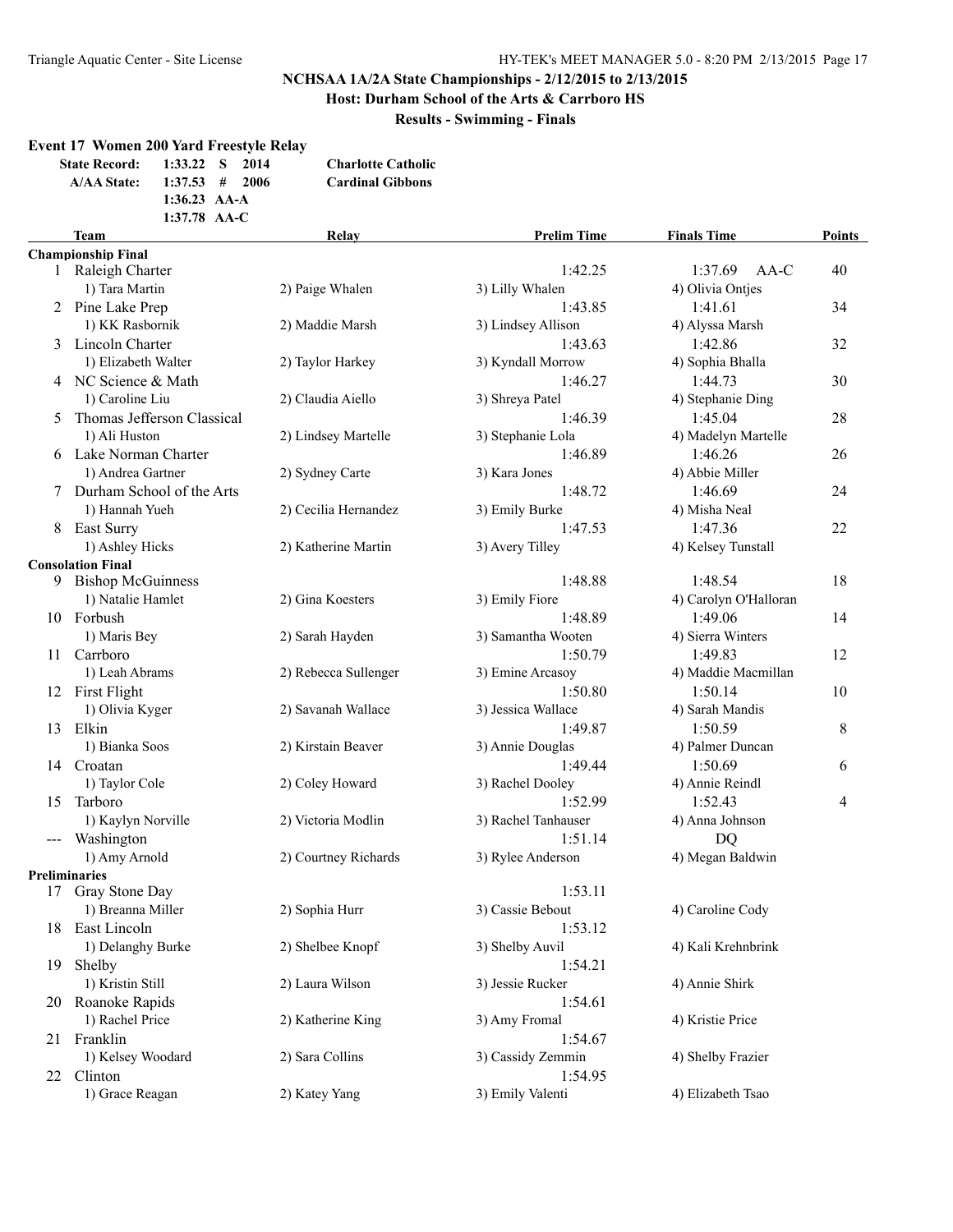**NCHSAA 1A/2A State Championships - 2/12/2015 to 2/13/2015**

**Host: Durham School of the Arts & Carrboro HS**

**Results - Swimming - Finals**

### Event 17 Women 200 Yard Freestyle Relay

| | | | |
|---|---|---|---|
| **State Record:** | 1:33.22 S 2014 | **Charlotte Catholic** | |
| **A/AA State:** | 1:37.53 # 2006 | **Cardinal Gibbons** | |
| | 1:36.23 AA-A | | |
| | 1:37.78 AA-C | | |

| | Team | Relay | Prelim Time | Finals Time | Points |
|---|---|---|---|---|---|
| **Championship Final** | | | | | |
| 1 | Raleigh Charter | | 1:42.25 | 1:37.69 AA-C | 40 |
| | 1) Tara Martin | 2) Paige Whalen | 3) Lilly Whalen | 4) Olivia Ontjes | |
| 2 | Pine Lake Prep | | 1:43.85 | 1:41.61 | 34 |
| | 1) KK Rasbornik | 2) Maddie Marsh | 3) Lindsey Allison | 4) Alyssa Marsh | |
| 3 | Lincoln Charter | | 1:43.63 | 1:42.86 | 32 |
| | 1) Elizabeth Walter | 2) Taylor Harkey | 3) Kyndall Morrow | 4) Sophia Bhalla | |
| 4 | NC Science & Math | | 1:46.27 | 1:44.73 | 30 |
| | 1) Caroline Liu | 2) Claudia Aiello | 3) Shreya Patel | 4) Stephanie Ding | |
| 5 | Thomas Jefferson Classical | | 1:46.39 | 1:45.04 | 28 |
| | 1) Ali Huston | 2) Lindsey Martelle | 3) Stephanie Lola | 4) Madelyn Martelle | |
| 6 | Lake Norman Charter | | 1:46.89 | 1:46.26 | 26 |
| | 1) Andrea Gartner | 2) Sydney Carte | 3) Kara Jones | 4) Abbie Miller | |
| 7 | Durham School of the Arts | | 1:48.72 | 1:46.69 | 24 |
| | 1) Hannah Yueh | 2) Cecilia Hernandez | 3) Emily Burke | 4) Misha Neal | |
| 8 | East Surry | | 1:47.53 | 1:47.36 | 22 |
| | 1) Ashley Hicks | 2) Katherine Martin | 3) Avery Tilley | 4) Kelsey Tunstall | |
| **Consolation Final** | | | | | |
| 9 | Bishop McGuinness | | 1:48.88 | 1:48.54 | 18 |
| | 1) Natalie Hamlet | 2) Gina Koesters | 3) Emily Fiore | 4) Carolyn O'Halloran | |
| 10 | Forbush | | 1:48.89 | 1:49.06 | 14 |
| | 1) Maris Bey | 2) Sarah Hayden | 3) Samantha Wooten | 4) Sierra Winters | |
| 11 | Carrboro | | 1:50.79 | 1:49.83 | 12 |
| | 1) Leah Abrams | 2) Rebecca Sullenger | 3) Emine Arcasoy | 4) Maddie Macmillan | |
| 12 | First Flight | | 1:50.80 | 1:50.14 | 10 |
| | 1) Olivia Kyger | 2) Savanah Wallace | 3) Jessica Wallace | 4) Sarah Mandis | |
| 13 | Elkin | | 1:49.87 | 1:50.59 | 8 |
| | 1) Bianka Soos | 2) Kirstain Beaver | 3) Annie Douglas | 4) Palmer Duncan | |
| 14 | Croatan | | 1:49.44 | 1:50.69 | 6 |
| | 1) Taylor Cole | 2) Coley Howard | 3) Rachel Dooley | 4) Annie Reindl | |
| 15 | Tarboro | | 1:52.99 | 1:52.43 | 4 |
| | 1) Kaylyn Norville | 2) Victoria Modlin | 3) Rachel Tanhauser | 4) Anna Johnson | |
| --- | Washington | | 1:51.14 | DQ | |
| | 1) Amy Arnold | 2) Courtney Richards | 3) Rylee Anderson | 4) Megan Baldwin | |
| **Preliminaries** | | | | | |
| 17 | Gray Stone Day | | 1:53.11 | | |
| | 1) Breanna Miller | 2) Sophia Hurr | 3) Cassie Bebout | 4) Caroline Cody | |
| 18 | East Lincoln | | 1:53.12 | | |
| | 1) Delanghy Burke | 2) Shelbee Knopf | 3) Shelby Auvil | 4) Kali Krehnbrink | |
| 19 | Shelby | | 1:54.21 | | |
| | 1) Kristin Still | 2) Laura Wilson | 3) Jessie Rucker | 4) Annie Shirk | |
| 20 | Roanoke Rapids | | 1:54.61 | | |
| | 1) Rachel Price | 2) Katherine King | 3) Amy Fromal | 4) Kristie Price | |
| 21 | Franklin | | 1:54.67 | | |
| | 1) Kelsey Woodard | 2) Sara Collins | 3) Cassidy Zemmin | 4) Shelby Frazier | |
| 22 | Clinton | | 1:54.95 | | |
| | 1) Grace Reagan | 2) Katey Yang | 3) Emily Valenti | 4) Elizabeth Tsao | |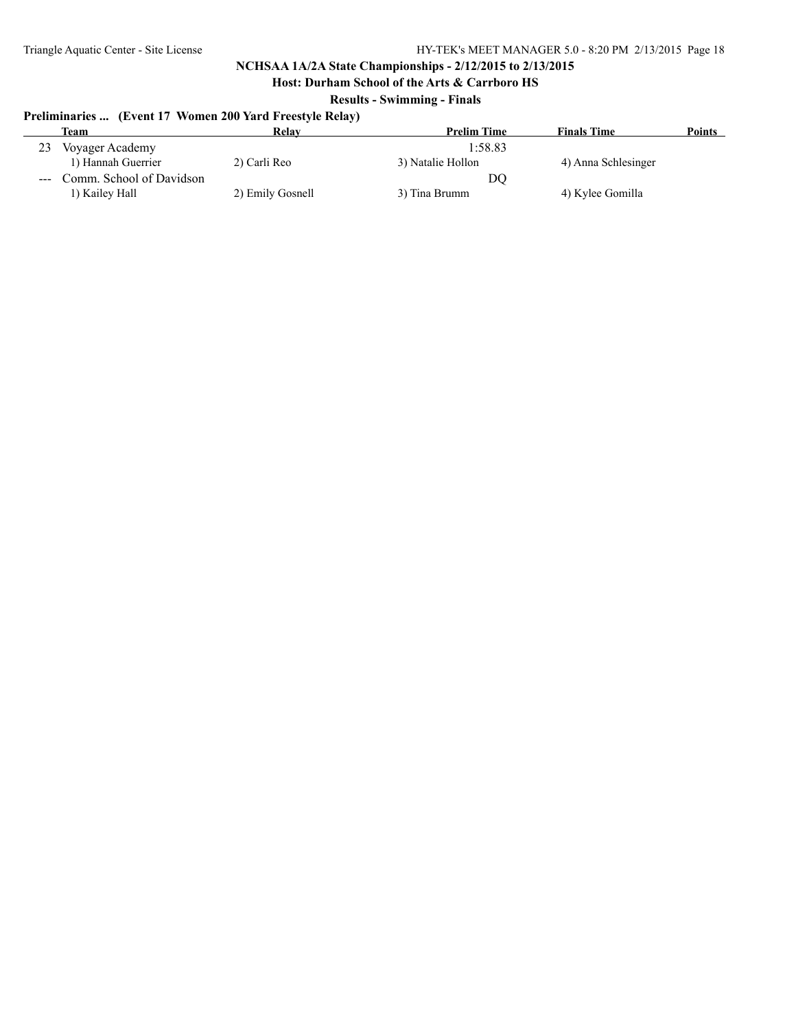**NCHSAA 1A/2A State Championships - 2/12/2015 to 2/13/2015**

**Host: Durham School of the Arts & Carrboro HS**

**Results - Swimming - Finals**

**Preliminaries ... (Event 17 Women 200 Yard Freestyle Relay)**

| | Team | Relay | Prelim Time | Finals Time | Points |
|---|---|---|---|---|---|
| 23 | Voyager Academy | | 1:58.83 | | |
| | 1) Hannah Guerrier | 2) Carli Reo | 3) Natalie Hollon | 4) Anna Schlesinger | |
| --- | Comm. School of Davidson | | DQ | | |
| | 1) Kailey Hall | 2) Emily Gosnell | 3) Tina Brumm | 4) Kylee Gomilla | |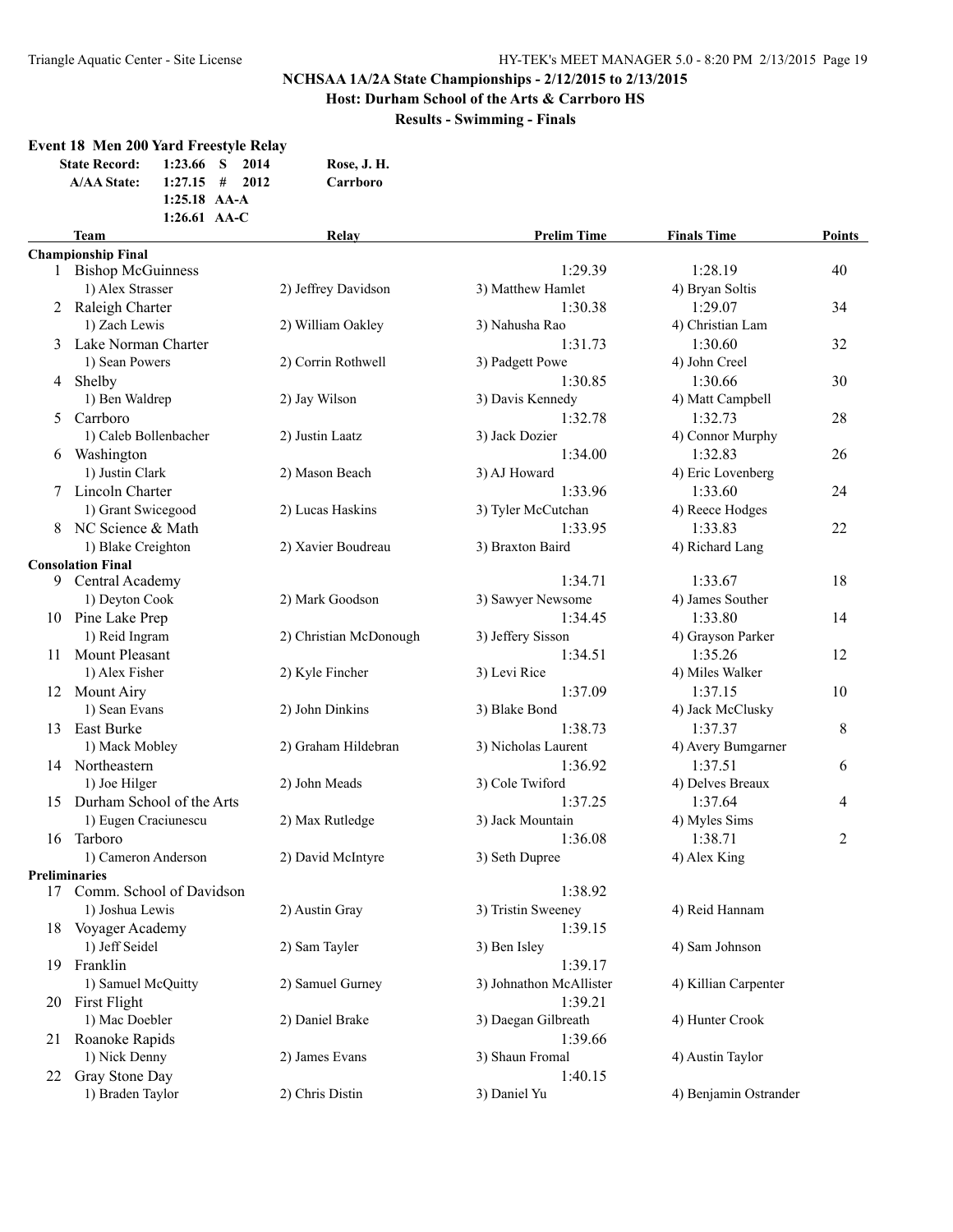**NCHSAA 1A/2A State Championships - 2/12/2015 to 2/13/2015**

**Host: Durham School of the Arts & Carrboro HS**

**Results - Swimming - Finals**

### Event 18 Men 200 Yard Freestyle Relay

| | | | |
|---|---|---|---|
| **State Record:** | 1:23.66 S 2014 | Rose, J. H. | |
| **A/AA State:** | 1:27.15 # 2012 | Carrboro | |
| | 1:25.18 AA-A | | |
| | 1:26.61 AA-C | | |

| Place | Team | Relay | Prelim Time | Finals Time | Points |
|---|---|---|---|---|---|
| **Championship Final** | | | | | |
| 1 | Bishop McGuinness | | 1:29.39 | 1:28.19 | 40 |
| | 1) Alex Strasser | 2) Jeffrey Davidson | 3) Matthew Hamlet | 4) Bryan Soltis | |
| 2 | Raleigh Charter | | 1:30.38 | 1:29.07 | 34 |
| | 1) Zach Lewis | 2) William Oakley | 3) Nahusha Rao | 4) Christian Lam | |
| 3 | Lake Norman Charter | | 1:31.73 | 1:30.60 | 32 |
| | 1) Sean Powers | 2) Corrin Rothwell | 3) Padgett Powe | 4) John Creel | |
| 4 | Shelby | | 1:30.85 | 1:30.66 | 30 |
| | 1) Ben Waldrep | 2) Jay Wilson | 3) Davis Kennedy | 4) Matt Campbell | |
| 5 | Carrboro | | 1:32.78 | 1:32.73 | 28 |
| | 1) Caleb Bollenbacher | 2) Justin Laatz | 3) Jack Dozier | 4) Connor Murphy | |
| 6 | Washington | | 1:34.00 | 1:32.83 | 26 |
| | 1) Justin Clark | 2) Mason Beach | 3) AJ Howard | 4) Eric Lovenberg | |
| 7 | Lincoln Charter | | 1:33.96 | 1:33.60 | 24 |
| | 1) Grant Swicegood | 2) Lucas Haskins | 3) Tyler McCutchan | 4) Reece Hodges | |
| 8 | NC Science & Math | | 1:33.95 | 1:33.83 | 22 |
| | 1) Blake Creighton | 2) Xavier Boudreau | 3) Braxton Baird | 4) Richard Lang | |
| **Consolation Final** | | | | | |
| 9 | Central Academy | | 1:34.71 | 1:33.67 | 18 |
| | 1) Deyton Cook | 2) Mark Goodson | 3) Sawyer Newsome | 4) James Souther | |
| 10 | Pine Lake Prep | | 1:34.45 | 1:33.80 | 14 |
| | 1) Reid Ingram | 2) Christian McDonough | 3) Jeffery Sisson | 4) Grayson Parker | |
| 11 | Mount Pleasant | | 1:34.51 | 1:35.26 | 12 |
| | 1) Alex Fisher | 2) Kyle Fincher | 3) Levi Rice | 4) Miles Walker | |
| 12 | Mount Airy | | 1:37.09 | 1:37.15 | 10 |
| | 1) Sean Evans | 2) John Dinkins | 3) Blake Bond | 4) Jack McClusky | |
| 13 | East Burke | | 1:38.73 | 1:37.37 | 8 |
| | 1) Mack Mobley | 2) Graham Hildebran | 3) Nicholas Laurent | 4) Avery Bumgarner | |
| 14 | Northeastern | | 1:36.92 | 1:37.51 | 6 |
| | 1) Joe Hilger | 2) John Meads | 3) Cole Twiford | 4) Delves Breaux | |
| 15 | Durham School of the Arts | | 1:37.25 | 1:37.64 | 4 |
| | 1) Eugen Craciunescu | 2) Max Rutledge | 3) Jack Mountain | 4) Myles Sims | |
| 16 | Tarboro | | 1:36.08 | 1:38.71 | 2 |
| | 1) Cameron Anderson | 2) David McIntyre | 3) Seth Dupree | 4) Alex King | |
| **Preliminaries** | | | | | |
| 17 | Comm. School of Davidson | | 1:38.92 | | |
| | 1) Joshua Lewis | 2) Austin Gray | 3) Tristin Sweeney | 4) Reid Hannam | |
| 18 | Voyager Academy | | 1:39.15 | | |
| | 1) Jeff Seidel | 2) Sam Tayler | 3) Ben Isley | 4) Sam Johnson | |
| 19 | Franklin | | 1:39.17 | | |
| | 1) Samuel McQuitty | 2) Samuel Gurney | 3) Johnathon McAllister | 4) Killian Carpenter | |
| 20 | First Flight | | 1:39.21 | | |
| | 1) Mac Doebler | 2) Daniel Brake | 3) Daegan Gilbreath | 4) Hunter Crook | |
| 21 | Roanoke Rapids | | 1:39.66 | | |
| | 1) Nick Denny | 2) James Evans | 3) Shaun Fromal | 4) Austin Taylor | |
| 22 | Gray Stone Day | | 1:40.15 | | |
| | 1) Braden Taylor | 2) Chris Distin | 3) Daniel Yu | 4) Benjamin Ostrander | |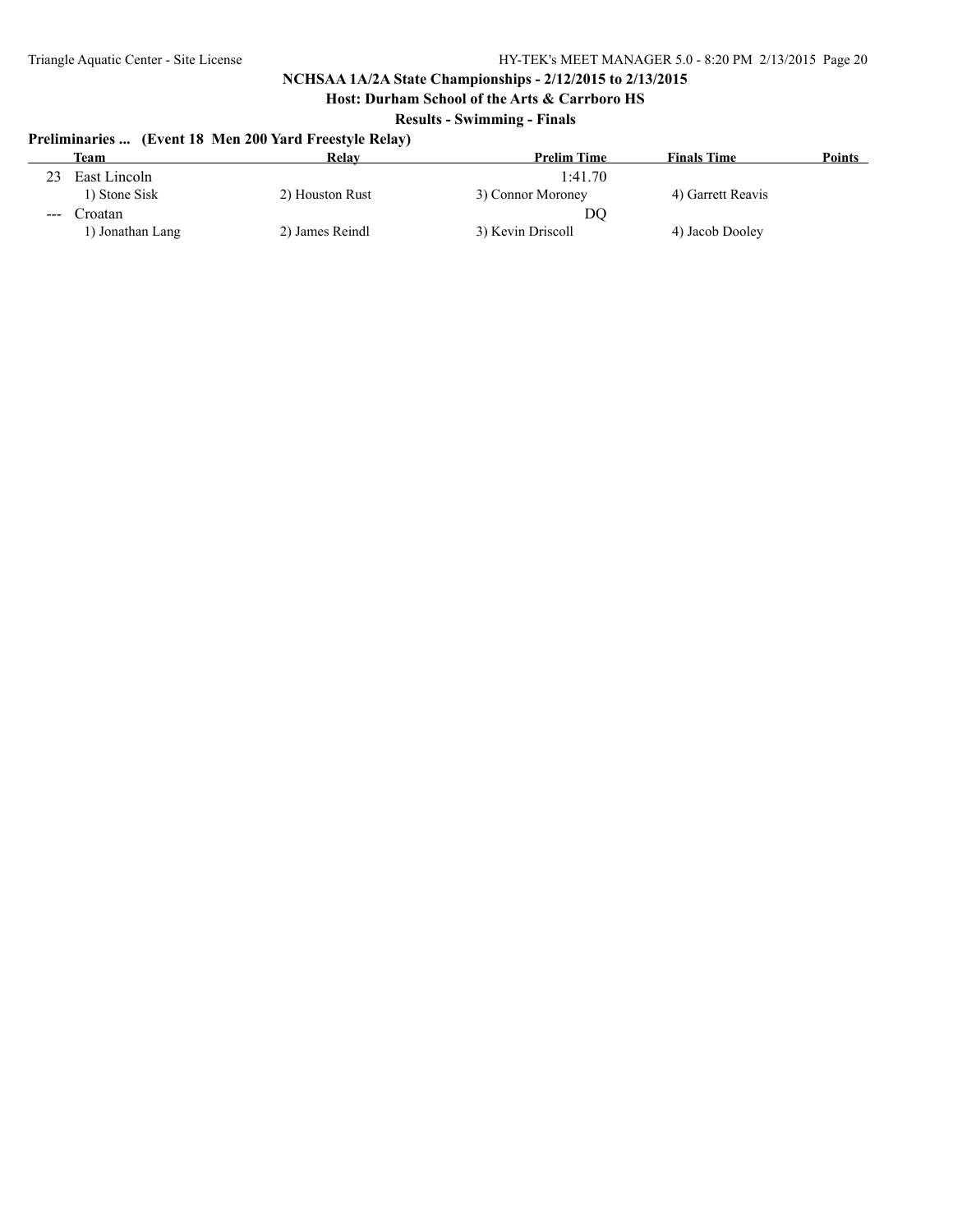**NCHSAA 1A/2A State Championships - 2/12/2015 to 2/13/2015**

**Host: Durham School of the Arts & Carrboro HS**

**Results - Swimming - Finals**

### Preliminaries ... (Event 18 Men 200 Yard Freestyle Relay)

| | Team | Relay | Prelim Time | Finals Time | Points |
|---|---|---|---|---|---|
| 23 | East Lincoln | | 1:41.70 | | |
| | 1) Stone Sisk | 2) Houston Rust | 3) Connor Moroney | 4) Garrett Reavis | |
| --- | Croatan | | DQ | | |
| | 1) Jonathan Lang | 2) James Reindl | 3) Kevin Driscoll | 4) Jacob Dooley | |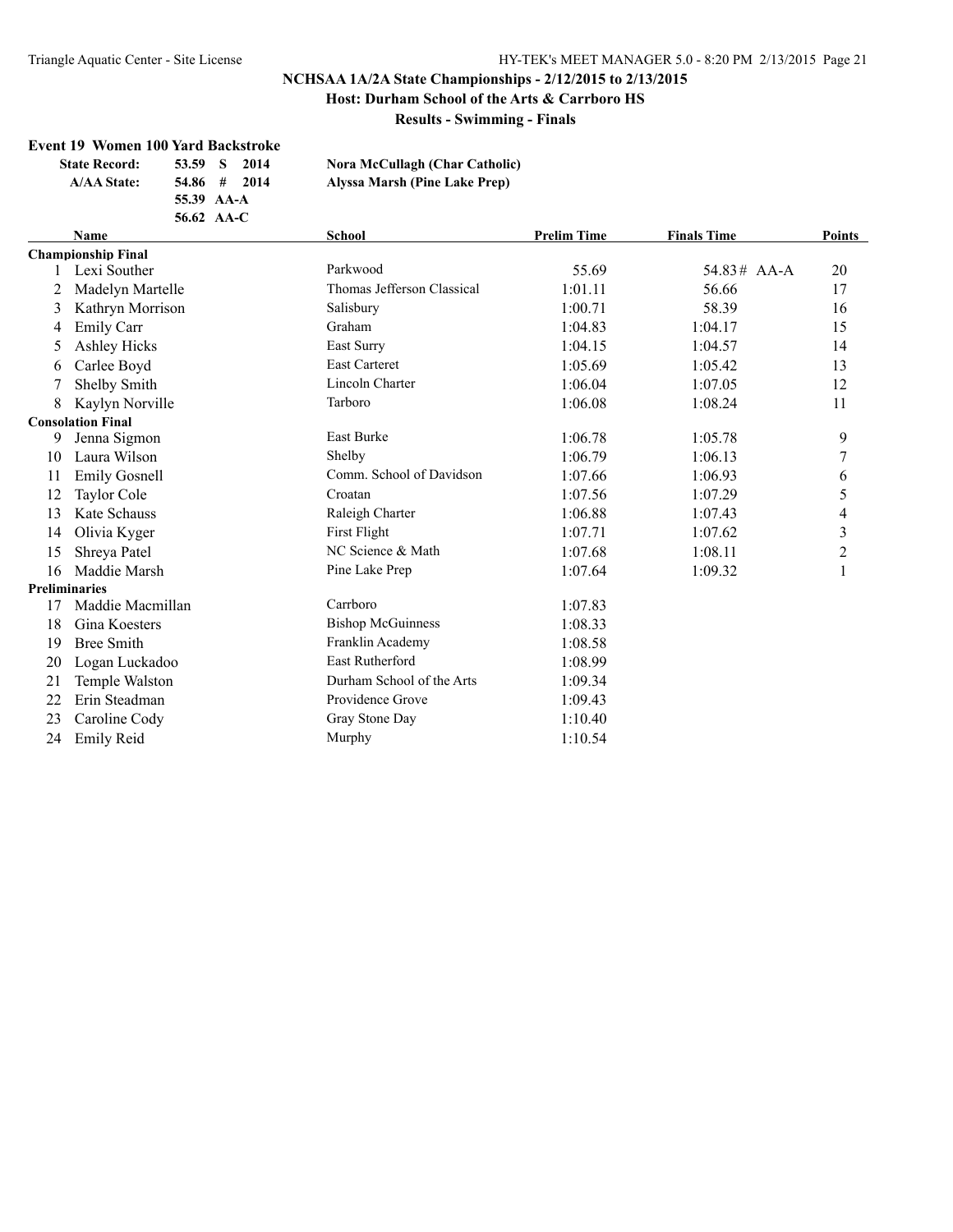# NCHSAA 1A/2A State Championships - 2/12/2015 to 2/13/2015

## Host: Durham School of the Arts & Carrboro HS

### Results - Swimming - Finals

**Event 19 Women 100 Yard Backstroke**

| | | | | |
|---|---|---|---|---|
| **State Record:** | 53.59 | S | 2014 | Nora McCullagh (Char Catholic) |
| **A/AA State:** | 54.86 | # | 2014 | Alyssa Marsh (Pine Lake Prep) |
| | 55.39 | AA-A | | |
| | 56.62 | AA-C | | |

| | Name | School | Prelim Time | Finals Time | Points |
|---|---|---|---|---|---|
| **Championship Final** | | | | | |
| 1 | Lexi Souther | Parkwood | 55.69 | 54.83# AA-A | 20 |
| 2 | Madelyn Martelle | Thomas Jefferson Classical | 1:01.11 | 56.66 | 17 |
| 3 | Kathryn Morrison | Salisbury | 1:00.71 | 58.39 | 16 |
| 4 | Emily Carr | Graham | 1:04.83 | 1:04.17 | 15 |
| 5 | Ashley Hicks | East Surry | 1:04.15 | 1:04.57 | 14 |
| 6 | Carlee Boyd | East Carteret | 1:05.69 | 1:05.42 | 13 |
| 7 | Shelby Smith | Lincoln Charter | 1:06.04 | 1:07.05 | 12 |
| 8 | Kaylyn Norville | Tarboro | 1:06.08 | 1:08.24 | 11 |
| **Consolation Final** | | | | | |
| 9 | Jenna Sigmon | East Burke | 1:06.78 | 1:05.78 | 9 |
| 10 | Laura Wilson | Shelby | 1:06.79 | 1:06.13 | 7 |
| 11 | Emily Gosnell | Comm. School of Davidson | 1:07.66 | 1:06.93 | 6 |
| 12 | Taylor Cole | Croatan | 1:07.56 | 1:07.29 | 5 |
| 13 | Kate Schauss | Raleigh Charter | 1:06.88 | 1:07.43 | 4 |
| 14 | Olivia Kyger | First Flight | 1:07.71 | 1:07.62 | 3 |
| 15 | Shreya Patel | NC Science & Math | 1:07.68 | 1:08.11 | 2 |
| 16 | Maddie Marsh | Pine Lake Prep | 1:07.64 | 1:09.32 | 1 |
| **Preliminaries** | | | | | |
| 17 | Maddie Macmillan | Carrboro | 1:07.83 | | |
| 18 | Gina Koesters | Bishop McGuinness | 1:08.33 | | |
| 19 | Bree Smith | Franklin Academy | 1:08.58 | | |
| 20 | Logan Luckadoo | East Rutherford | 1:08.99 | | |
| 21 | Temple Walston | Durham School of the Arts | 1:09.34 | | |
| 22 | Erin Steadman | Providence Grove | 1:09.43 | | |
| 23 | Caroline Cody | Gray Stone Day | 1:10.40 | | |
| 24 | Emily Reid | Murphy | 1:10.54 | | |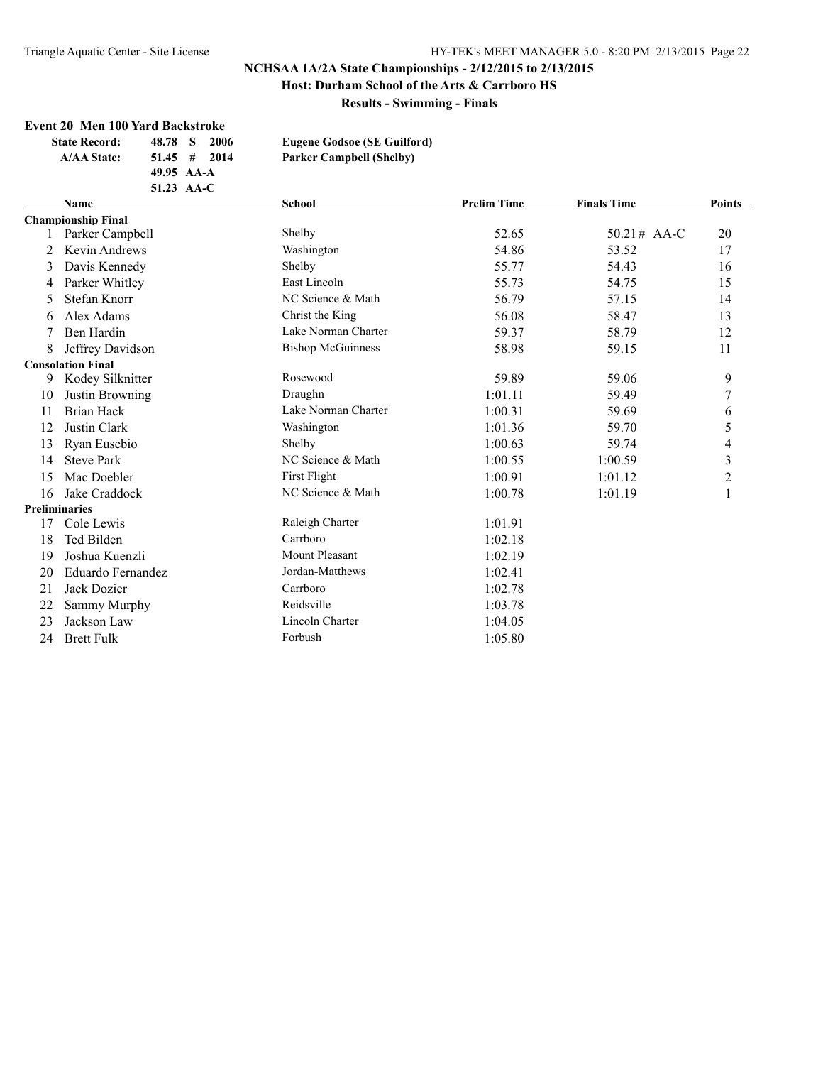# NCHSAA 1A/2A State Championships - 2/12/2015 to 2/13/2015

**Host: Durham School of the Arts & Carrboro HS**

**Results - Swimming - Finals**

### Event 20 Men 100 Yard Backstroke

| | | | |
|---|---|---|---|
| **State Record:** | **48.78 S** | **2006** | **Eugene Godsoe (SE Guilford)** |
| **A/AA State:** | **51.45 #** | **2014** | **Parker Campbell (Shelby)** |
| | **49.95 AA-A** | | |
| | **51.23 AA-C** | | |

| | Name | School | Prelim Time | Finals Time | Points |
|---|---|---|---|---|---|
| **Championship Final** | | | | | |
| 1 | Parker Campbell | Shelby | 52.65 | 50.21# AA-C | 20 |
| 2 | Kevin Andrews | Washington | 54.86 | 53.52 | 17 |
| 3 | Davis Kennedy | Shelby | 55.77 | 54.43 | 16 |
| 4 | Parker Whitley | East Lincoln | 55.73 | 54.75 | 15 |
| 5 | Stefan Knorr | NC Science & Math | 56.79 | 57.15 | 14 |
| 6 | Alex Adams | Christ the King | 56.08 | 58.47 | 13 |
| 7 | Ben Hardin | Lake Norman Charter | 59.37 | 58.79 | 12 |
| 8 | Jeffrey Davidson | Bishop McGuinness | 58.98 | 59.15 | 11 |
| **Consolation Final** | | | | | |
| 9 | Kodey Silknitter | Rosewood | 59.89 | 59.06 | 9 |
| 10 | Justin Browning | Draughn | 1:01.11 | 59.49 | 7 |
| 11 | Brian Hack | Lake Norman Charter | 1:00.31 | 59.69 | 6 |
| 12 | Justin Clark | Washington | 1:01.36 | 59.70 | 5 |
| 13 | Ryan Eusebio | Shelby | 1:00.63 | 59.74 | 4 |
| 14 | Steve Park | NC Science & Math | 1:00.55 | 1:00.59 | 3 |
| 15 | Mac Doebler | First Flight | 1:00.91 | 1:01.12 | 2 |
| 16 | Jake Craddock | NC Science & Math | 1:00.78 | 1:01.19 | 1 |
| **Preliminaries** | | | | | |
| 17 | Cole Lewis | Raleigh Charter | 1:01.91 | | |
| 18 | Ted Bilden | Carrboro | 1:02.18 | | |
| 19 | Joshua Kuenzli | Mount Pleasant | 1:02.19 | | |
| 20 | Eduardo Fernandez | Jordan-Matthews | 1:02.41 | | |
| 21 | Jack Dozier | Carrboro | 1:02.78 | | |
| 22 | Sammy Murphy | Reidsville | 1:03.78 | | |
| 23 | Jackson Law | Lincoln Charter | 1:04.05 | | |
| 24 | Brett Fulk | Forbush | 1:05.80 | | |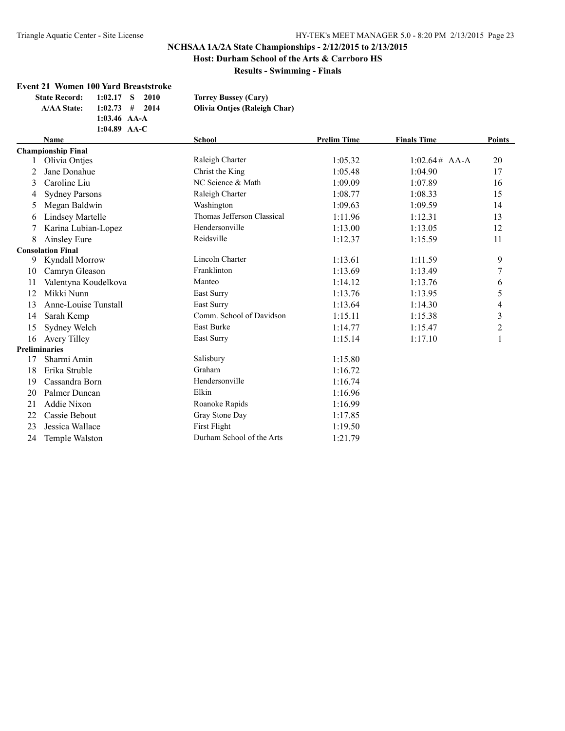# NCHSAA 1A/2A State Championships - 2/12/2015 to 2/13/2015

**Host: Durham School of the Arts & Carrboro HS**

**Results - Swimming - Finals**

### Event 21 Women 100 Yard Breaststroke

| | | | |
|---|---|---|---|
| **State Record:** | **1:02.17 S 2010** | **Torrey Bussey (Cary)** |
| **A/AA State:** | **1:02.73 # 2014** | **Olivia Ontjes (Raleigh Char)** |
| | **1:03.46 AA-A** | |
| | **1:04.89 AA-C** | |

| | Name | School | Prelim Time | Finals Time | Points |
|---|---|---|---|---|---|
| **Championship Final** | | | | | |
| 1 | Olivia Ontjes | Raleigh Charter | 1:05.32 | 1:02.64# AA-A | 20 |
| 2 | Jane Donahue | Christ the King | 1:05.48 | 1:04.90 | 17 |
| 3 | Caroline Liu | NC Science & Math | 1:09.09 | 1:07.89 | 16 |
| 4 | Sydney Parsons | Raleigh Charter | 1:08.77 | 1:08.33 | 15 |
| 5 | Megan Baldwin | Washington | 1:09.63 | 1:09.59 | 14 |
| 6 | Lindsey Martelle | Thomas Jefferson Classical | 1:11.96 | 1:12.31 | 13 |
| 7 | Karina Lubian-Lopez | Hendersonville | 1:13.00 | 1:13.05 | 12 |
| 8 | Ainsley Eure | Reidsville | 1:12.37 | 1:15.59 | 11 |
| **Consolation Final** | | | | | |
| 9 | Kyndall Morrow | Lincoln Charter | 1:13.61 | 1:11.59 | 9 |
| 10 | Camryn Gleason | Franklinton | 1:13.69 | 1:13.49 | 7 |
| 11 | Valentyna Koudelkova | Manteo | 1:14.12 | 1:13.76 | 6 |
| 12 | Mikki Nunn | East Surry | 1:13.76 | 1:13.95 | 5 |
| 13 | Anne-Louise Tunstall | East Surry | 1:13.64 | 1:14.30 | 4 |
| 14 | Sarah Kemp | Comm. School of Davidson | 1:15.11 | 1:15.38 | 3 |
| 15 | Sydney Welch | East Burke | 1:14.77 | 1:15.47 | 2 |
| 16 | Avery Tilley | East Surry | 1:15.14 | 1:17.10 | 1 |
| **Preliminaries** | | | | | |
| 17 | Sharmi Amin | Salisbury | 1:15.80 | | |
| 18 | Erika Struble | Graham | 1:16.72 | | |
| 19 | Cassandra Born | Hendersonville | 1:16.74 | | |
| 20 | Palmer Duncan | Elkin | 1:16.96 | | |
| 21 | Addie Nixon | Roanoke Rapids | 1:16.99 | | |
| 22 | Cassie Bebout | Gray Stone Day | 1:17.85 | | |
| 23 | Jessica Wallace | First Flight | 1:19.50 | | |
| 24 | Temple Walston | Durham School of the Arts | 1:21.79 | | |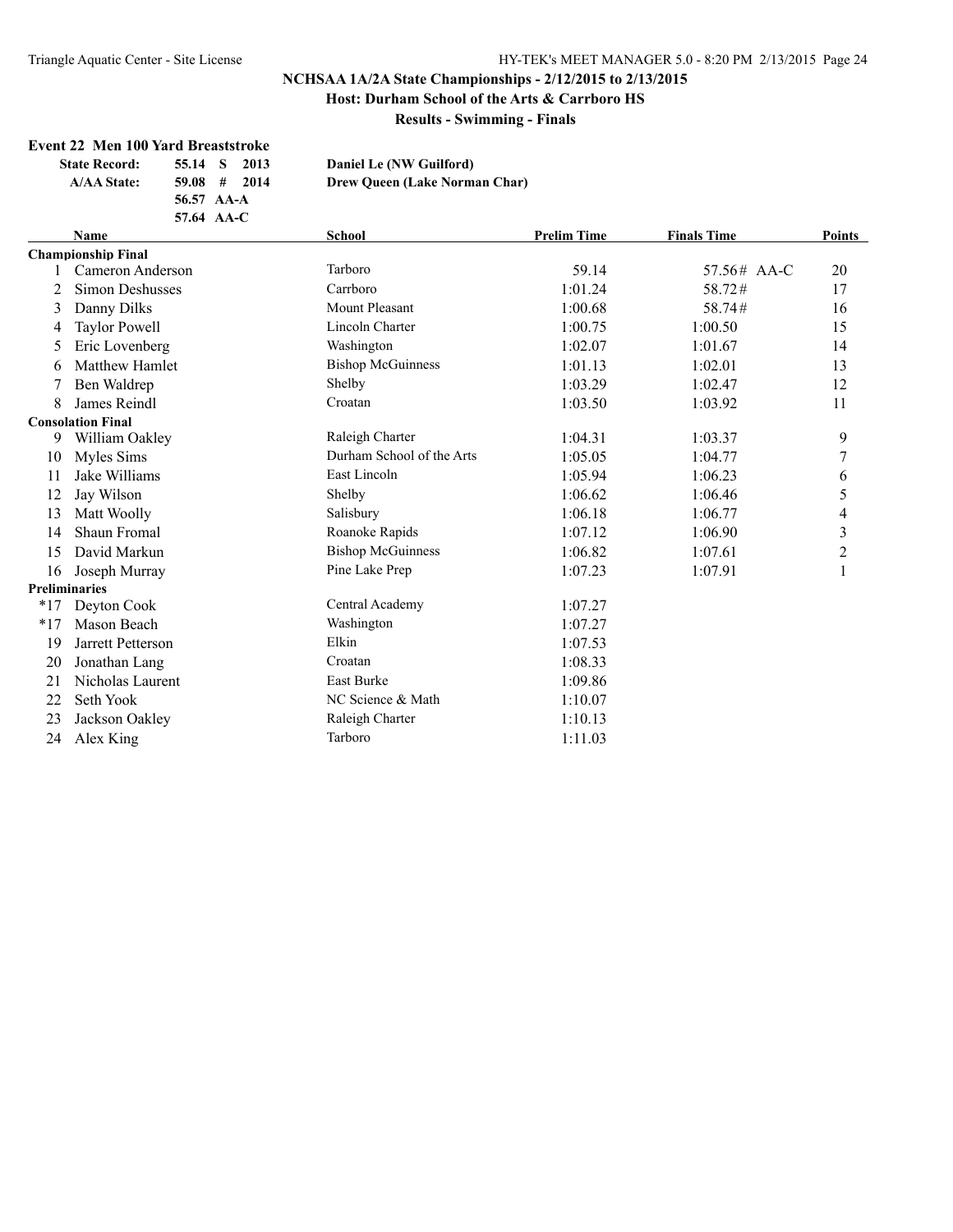# NCHSAA 1A/2A State Championships - 2/12/2015 to 2/13/2015

**Host: Durham School of the Arts & Carrboro HS**

**Results - Swimming - Finals**

### Event 22 Men 100 Yard Breaststroke

| | | | | |
|---|---|---|---|---|
| **State Record:** | **55.14** | **S** | **2013** | **Daniel Le (NW Guilford)** |
| **A/AA State:** | **59.08** | **#** | **2014** | **Drew Queen (Lake Norman Char)** |
| | **56.57** | **AA-A** | | |
| | **57.64** | **AA-C** | | |

| | Name | School | Prelim Time | Finals Time | Points |
|---|---|---|---|---|---|
| **Championship Final** | | | | | |
| 1 | Cameron Anderson | Tarboro | 59.14 | 57.56# AA-C | 20 |
| 2 | Simon Deshusses | Carrboro | 1:01.24 | 58.72# | 17 |
| 3 | Danny Dilks | Mount Pleasant | 1:00.68 | 58.74# | 16 |
| 4 | Taylor Powell | Lincoln Charter | 1:00.75 | 1:00.50 | 15 |
| 5 | Eric Lovenberg | Washington | 1:02.07 | 1:01.67 | 14 |
| 6 | Matthew Hamlet | Bishop McGuinness | 1:01.13 | 1:02.01 | 13 |
| 7 | Ben Waldrep | Shelby | 1:03.29 | 1:02.47 | 12 |
| 8 | James Reindl | Croatan | 1:03.50 | 1:03.92 | 11 |
| **Consolation Final** | | | | | |
| 9 | William Oakley | Raleigh Charter | 1:04.31 | 1:03.37 | 9 |
| 10 | Myles Sims | Durham School of the Arts | 1:05.05 | 1:04.77 | 7 |
| 11 | Jake Williams | East Lincoln | 1:05.94 | 1:06.23 | 6 |
| 12 | Jay Wilson | Shelby | 1:06.62 | 1:06.46 | 5 |
| 13 | Matt Woolly | Salisbury | 1:06.18 | 1:06.77 | 4 |
| 14 | Shaun Fromal | Roanoke Rapids | 1:07.12 | 1:06.90 | 3 |
| 15 | David Markun | Bishop McGuinness | 1:06.82 | 1:07.61 | 2 |
| 16 | Joseph Murray | Pine Lake Prep | 1:07.23 | 1:07.91 | 1 |
| **Preliminaries** | | | | | |
| *17 | Deyton Cook | Central Academy | 1:07.27 | | |
| *17 | Mason Beach | Washington | 1:07.27 | | |
| 19 | Jarrett Petterson | Elkin | 1:07.53 | | |
| 20 | Jonathan Lang | Croatan | 1:08.33 | | |
| 21 | Nicholas Laurent | East Burke | 1:09.86 | | |
| 22 | Seth Yook | NC Science & Math | 1:10.07 | | |
| 23 | Jackson Oakley | Raleigh Charter | 1:10.13 | | |
| 24 | Alex King | Tarboro | 1:11.03 | | |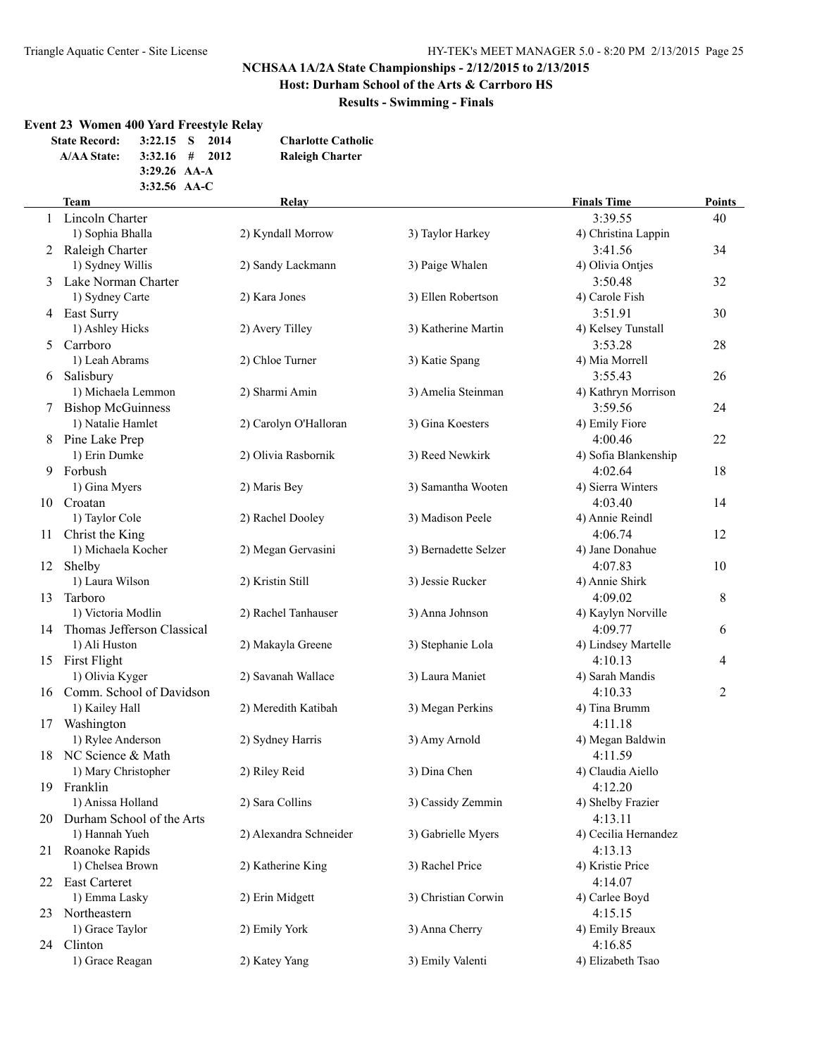# NCHSAA 1A/2A State Championships - 2/12/2015 to 2/13/2015

**Host: Durham School of the Arts & Carrboro HS**

**Results - Swimming - Finals**

### Event 23 Women 400 Yard Freestyle Relay

| | | | |
|---|---|---|---|
| **State Record:** | 3:22.15 S 2014 | **Charlotte Catholic** | |
| **A/AA State:** | 3:32.16 # 2012 | **Raleigh Charter** | |
| | 3:29.26 AA-A | | |
| | 3:32.56 AA-C | | |

| | Team | Relay | | Finals Time | Points |
|---|---|---|---|---|---|
| 1 | Lincoln Charter | | | 3:39.55 | 40 |
| | 1) Sophia Bhalla | 2) Kyndall Morrow | 3) Taylor Harkey | 4) Christina Lappin | |
| 2 | Raleigh Charter | | | 3:41.56 | 34 |
| | 1) Sydney Willis | 2) Sandy Lackmann | 3) Paige Whalen | 4) Olivia Ontjes | |
| 3 | Lake Norman Charter | | | 3:50.48 | 32 |
| | 1) Sydney Carte | 2) Kara Jones | 3) Ellen Robertson | 4) Carole Fish | |
| 4 | East Surry | | | 3:51.91 | 30 |
| | 1) Ashley Hicks | 2) Avery Tilley | 3) Katherine Martin | 4) Kelsey Tunstall | |
| 5 | Carrboro | | | 3:53.28 | 28 |
| | 1) Leah Abrams | 2) Chloe Turner | 3) Katie Spang | 4) Mia Morrell | |
| 6 | Salisbury | | | 3:55.43 | 26 |
| | 1) Michaela Lemmon | 2) Sharmi Amin | 3) Amelia Steinman | 4) Kathryn Morrison | |
| 7 | Bishop McGuinness | | | 3:59.56 | 24 |
| | 1) Natalie Hamlet | 2) Carolyn O'Halloran | 3) Gina Koesters | 4) Emily Fiore | |
| 8 | Pine Lake Prep | | | 4:00.46 | 22 |
| | 1) Erin Dumke | 2) Olivia Rasbornik | 3) Reed Newkirk | 4) Sofia Blankenship | |
| 9 | Forbush | | | 4:02.64 | 18 |
| | 1) Gina Myers | 2) Maris Bey | 3) Samantha Wooten | 4) Sierra Winters | |
| 10 | Croatan | | | 4:03.40 | 14 |
| | 1) Taylor Cole | 2) Rachel Dooley | 3) Madison Peele | 4) Annie Reindl | |
| 11 | Christ the King | | | 4:06.74 | 12 |
| | 1) Michaela Kocher | 2) Megan Gervasini | 3) Bernadette Selzer | 4) Jane Donahue | |
| 12 | Shelby | | | 4:07.83 | 10 |
| | 1) Laura Wilson | 2) Kristin Still | 3) Jessie Rucker | 4) Annie Shirk | |
| 13 | Tarboro | | | 4:09.02 | 8 |
| | 1) Victoria Modlin | 2) Rachel Tanhauser | 3) Anna Johnson | 4) Kaylyn Norville | |
| 14 | Thomas Jefferson Classical | | | 4:09.77 | 6 |
| | 1) Ali Huston | 2) Makayla Greene | 3) Stephanie Lola | 4) Lindsey Martelle | |
| 15 | First Flight | | | 4:10.13 | 4 |
| | 1) Olivia Kyger | 2) Savanah Wallace | 3) Laura Maniet | 4) Sarah Mandis | |
| 16 | Comm. School of Davidson | | | 4:10.33 | 2 |
| | 1) Kailey Hall | 2) Meredith Katibah | 3) Megan Perkins | 4) Tina Brumm | |
| 17 | Washington | | | 4:11.18 | |
| | 1) Rylee Anderson | 2) Sydney Harris | 3) Amy Arnold | 4) Megan Baldwin | |
| 18 | NC Science & Math | | | 4:11.59 | |
| | 1) Mary Christopher | 2) Riley Reid | 3) Dina Chen | 4) Claudia Aiello | |
| 19 | Franklin | | | 4:12.20 | |
| | 1) Anissa Holland | 2) Sara Collins | 3) Cassidy Zemmin | 4) Shelby Frazier | |
| 20 | Durham School of the Arts | | | 4:13.11 | |
| | 1) Hannah Yueh | 2) Alexandra Schneider | 3) Gabrielle Myers | 4) Cecilia Hernandez | |
| 21 | Roanoke Rapids | | | 4:13.13 | |
| | 1) Chelsea Brown | 2) Katherine King | 3) Rachel Price | 4) Kristie Price | |
| 22 | East Carteret | | | 4:14.07 | |
| | 1) Emma Lasky | 2) Erin Midgett | 3) Christian Corwin | 4) Carlee Boyd | |
| 23 | Northeastern | | | 4:15.15 | |
| | 1) Grace Taylor | 2) Emily York | 3) Anna Cherry | 4) Emily Breaux | |
| 24 | Clinton | | | 4:16.85 | |
| | 1) Grace Reagan | 2) Katey Yang | 3) Emily Valenti | 4) Elizabeth Tsao | |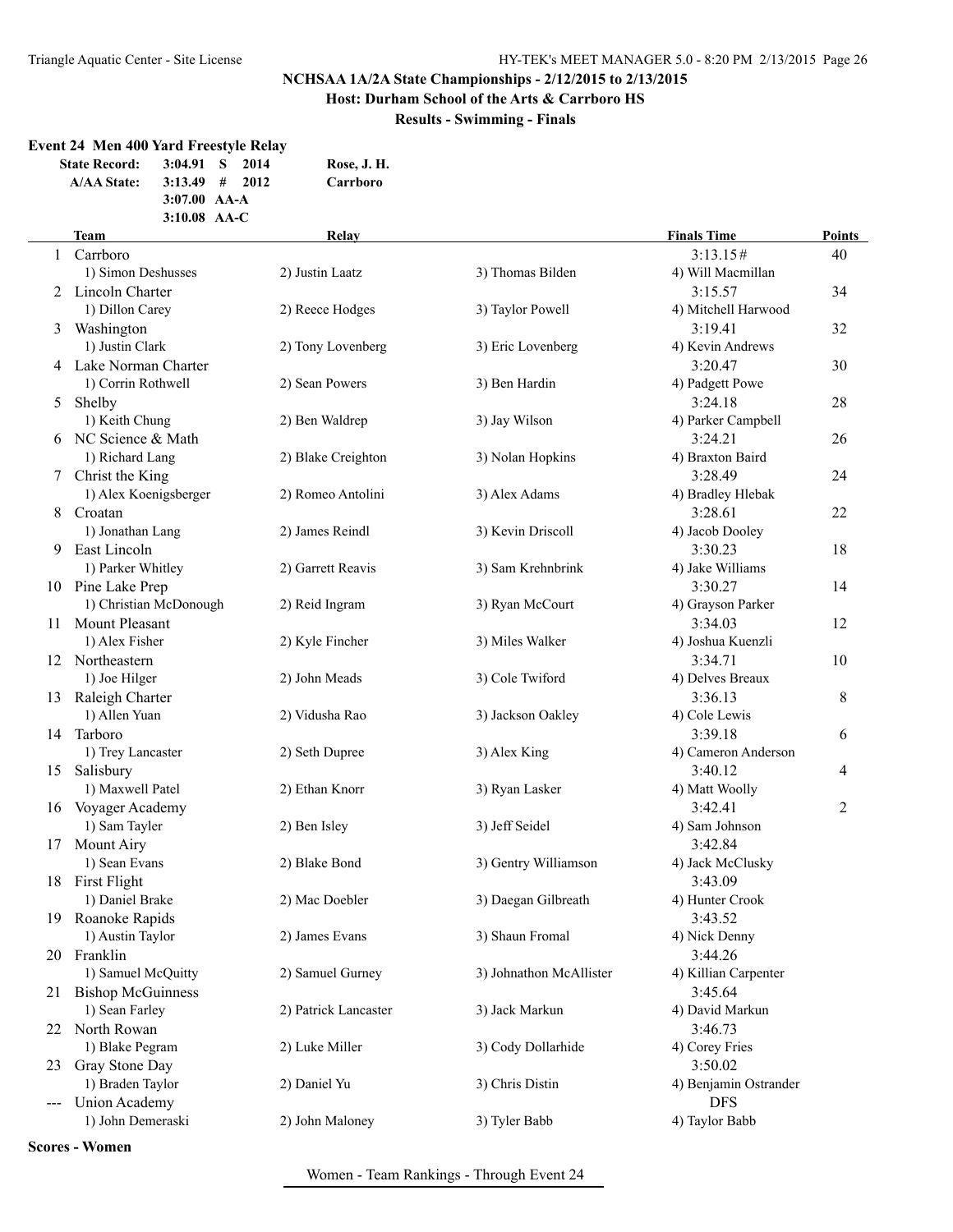**NCHSAA 1A/2A State Championships - 2/12/2015 to 2/13/2015**
**Host: Durham School of the Arts & Carrboro HS**
**Results - Swimming - Finals**

### Event 24 Men 400 Yard Freestyle Relay

| | | | |
|---|---|---|---|
| State Record: | 3:04.91 S 2014 | Rose, J. H. | |
| A/AA State: | 3:13.49 # 2012 | Carrboro | |
| | 3:07.00 AA-A | | |
| | 3:10.08 AA-C | | |

| | Team | Relay | | Finals Time | Points |
|---|---|---|---|---|---|
| 1 | Carrboro | | | 3:13.15# | 40 |
| | 1) Simon Deshusses | 2) Justin Laatz | 3) Thomas Bilden | 4) Will Macmillan | |
| 2 | Lincoln Charter | | | 3:15.57 | 34 |
| | 1) Dillon Carey | 2) Reece Hodges | 3) Taylor Powell | 4) Mitchell Harwood | |
| 3 | Washington | | | 3:19.41 | 32 |
| | 1) Justin Clark | 2) Tony Lovenberg | 3) Eric Lovenberg | 4) Kevin Andrews | |
| 4 | Lake Norman Charter | | | 3:20.47 | 30 |
| | 1) Corrin Rothwell | 2) Sean Powers | 3) Ben Hardin | 4) Padgett Powe | |
| 5 | Shelby | | | 3:24.18 | 28 |
| | 1) Keith Chung | 2) Ben Waldrep | 3) Jay Wilson | 4) Parker Campbell | |
| 6 | NC Science & Math | | | 3:24.21 | 26 |
| | 1) Richard Lang | 2) Blake Creighton | 3) Nolan Hopkins | 4) Braxton Baird | |
| 7 | Christ the King | | | 3:28.49 | 24 |
| | 1) Alex Koenigsberger | 2) Romeo Antolini | 3) Alex Adams | 4) Bradley Hlebak | |
| 8 | Croatan | | | 3:28.61 | 22 |
| | 1) Jonathan Lang | 2) James Reindl | 3) Kevin Driscoll | 4) Jacob Dooley | |
| 9 | East Lincoln | | | 3:30.23 | 18 |
| | 1) Parker Whitley | 2) Garrett Reavis | 3) Sam Krehnbrink | 4) Jake Williams | |
| 10 | Pine Lake Prep | | | 3:30.27 | 14 |
| | 1) Christian McDonough | 2) Reid Ingram | 3) Ryan McCourt | 4) Grayson Parker | |
| 11 | Mount Pleasant | | | 3:34.03 | 12 |
| | 1) Alex Fisher | 2) Kyle Fincher | 3) Miles Walker | 4) Joshua Kuenzli | |
| 12 | Northeastern | | | 3:34.71 | 10 |
| | 1) Joe Hilger | 2) John Meads | 3) Cole Twiford | 4) Delves Breaux | |
| 13 | Raleigh Charter | | | 3:36.13 | 8 |
| | 1) Allen Yuan | 2) Vidusha Rao | 3) Jackson Oakley | 4) Cole Lewis | |
| 14 | Tarboro | | | 3:39.18 | 6 |
| | 1) Trey Lancaster | 2) Seth Dupree | 3) Alex King | 4) Cameron Anderson | |
| 15 | Salisbury | | | 3:40.12 | 4 |
| | 1) Maxwell Patel | 2) Ethan Knorr | 3) Ryan Lasker | 4) Matt Woolly | |
| 16 | Voyager Academy | | | 3:42.41 | 2 |
| | 1) Sam Tayler | 2) Ben Isley | 3) Jeff Seidel | 4) Sam Johnson | |
| 17 | Mount Airy | | | 3:42.84 | |
| | 1) Sean Evans | 2) Blake Bond | 3) Gentry Williamson | 4) Jack McClusky | |
| 18 | First Flight | | | 3:43.09 | |
| | 1) Daniel Brake | 2) Mac Doebler | 3) Daegan Gilbreath | 4) Hunter Crook | |
| 19 | Roanoke Rapids | | | 3:43.52 | |
| | 1) Austin Taylor | 2) James Evans | 3) Shaun Fromal | 4) Nick Denny | |
| 20 | Franklin | | | 3:44.26 | |
| | 1) Samuel McQuitty | 2) Samuel Gurney | 3) Johnathon McAllister | 4) Killian Carpenter | |
| 21 | Bishop McGuinness | | | 3:45.64 | |
| | 1) Sean Farley | 2) Patrick Lancaster | 3) Jack Markun | 4) David Markun | |
| 22 | North Rowan | | | 3:46.73 | |
| | 1) Blake Pegram | 2) Luke Miller | 3) Cody Dollarhide | 4) Corey Fries | |
| 23 | Gray Stone Day | | | 3:50.02 | |
| | 1) Braden Taylor | 2) Daniel Yu | 3) Chris Distin | 4) Benjamin Ostrander | |
| --- | Union Academy | | | DFS | |
| | 1) John Demeraski | 2) John Maloney | 3) Tyler Babb | 4) Taylor Babb | |

**Scores - Women**

Women - Team Rankings - Through Event 24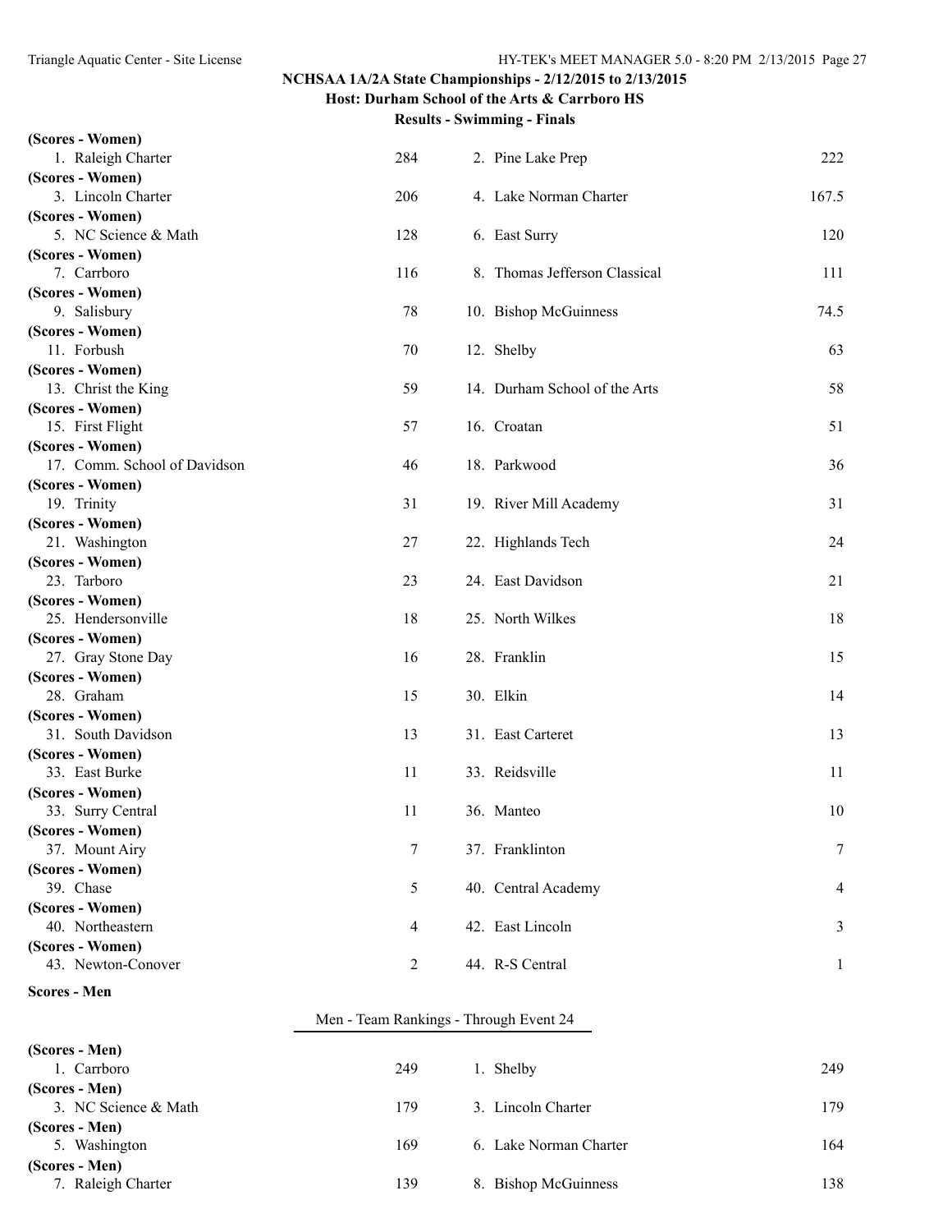**NCHSAA 1A/2A State Championships - 2/12/2015 to 2/13/2015**
**Host: Durham School of the Arts & Carrboro HS**
**Results - Swimming - Finals**

**(Scores - Women)**

| | | | |
|---|---|---|---|
| 1. Raleigh Charter | 284 | 2. Pine Lake Prep | 222 |
| 3. Lincoln Charter | 206 | 4. Lake Norman Charter | 167.5 |
| 5. NC Science & Math | 128 | 6. East Surry | 120 |
| 7. Carrboro | 116 | 8. Thomas Jefferson Classical | 111 |
| 9. Salisbury | 78 | 10. Bishop McGuinness | 74.5 |
| 11. Forbush | 70 | 12. Shelby | 63 |
| 13. Christ the King | 59 | 14. Durham School of the Arts | 58 |
| 15. First Flight | 57 | 16. Croatan | 51 |
| 17. Comm. School of Davidson | 46 | 18. Parkwood | 36 |
| 19. Trinity | 31 | 19. River Mill Academy | 31 |
| 21. Washington | 27 | 22. Highlands Tech | 24 |
| 23. Tarboro | 23 | 24. East Davidson | 21 |
| 25. Hendersonville | 18 | 25. North Wilkes | 18 |
| 27. Gray Stone Day | 16 | 28. Franklin | 15 |
| 28. Graham | 15 | 30. Elkin | 14 |
| 31. South Davidson | 13 | 31. East Carteret | 13 |
| 33. East Burke | 11 | 33. Reidsville | 11 |
| 33. Surry Central | 11 | 36. Manteo | 10 |
| 37. Mount Airy | 7 | 37. Franklinton | 7 |
| 39. Chase | 5 | 40. Central Academy | 4 |
| 40. Northeastern | 4 | 42. East Lincoln | 3 |
| 43. Newton-Conover | 2 | 44. R-S Central | 1 |

**Scores - Men**

Men - Team Rankings - Through Event 24

**(Scores - Men)**

| | | | |
|---|---|---|---|
| 1. Carrboro | 249 | 1. Shelby | 249 |
| 3. NC Science & Math | 179 | 3. Lincoln Charter | 179 |
| 5. Washington | 169 | 6. Lake Norman Charter | 164 |
| 7. Raleigh Charter | 139 | 8. Bishop McGuinness | 138 |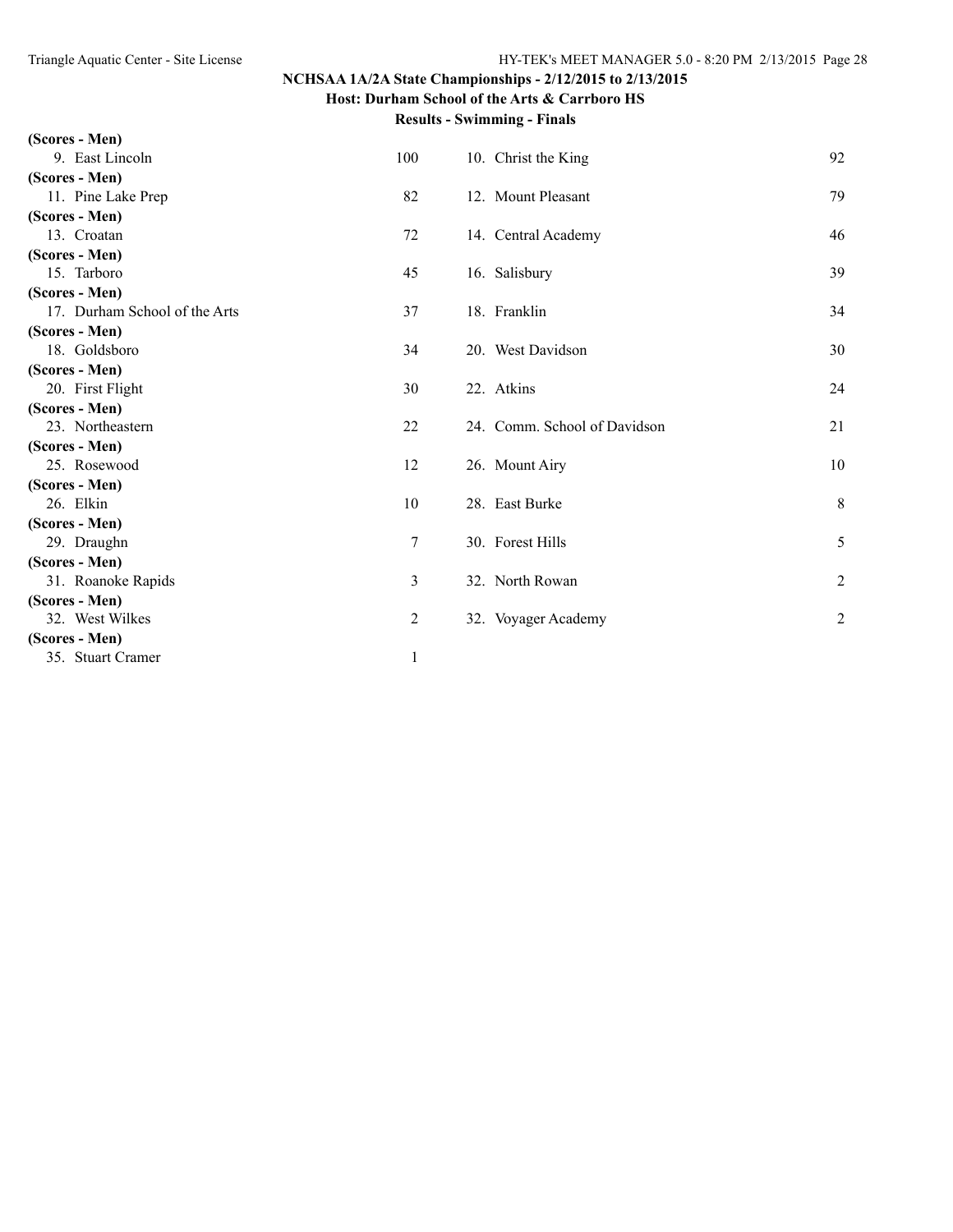## NCHSAA 1A/2A State Championships - 2/12/2015 to 2/13/2015

### Host: Durham School of the Arts & Carrboro HS

### Results - Swimming - Finals

**(Scores - Men)**

| | | | |
|---|---|---|---|
| 9. East Lincoln | 100 | 10. Christ the King | 92 |
| 11. Pine Lake Prep | 82 | 12. Mount Pleasant | 79 |
| 13. Croatan | 72 | 14. Central Academy | 46 |
| 15. Tarboro | 45 | 16. Salisbury | 39 |
| 17. Durham School of the Arts | 37 | 18. Franklin | 34 |
| 18. Goldsboro | 34 | 20. West Davidson | 30 |
| 20. First Flight | 30 | 22. Atkins | 24 |
| 23. Northeastern | 22 | 24. Comm. School of Davidson | 21 |
| 25. Rosewood | 12 | 26. Mount Airy | 10 |
| 26. Elkin | 10 | 28. East Burke | 8 |
| 29. Draughn | 7 | 30. Forest Hills | 5 |
| 31. Roanoke Rapids | 3 | 32. North Rowan | 2 |
| 32. West Wilkes | 2 | 32. Voyager Academy | 2 |
| 35. Stuart Cramer | 1 | | |